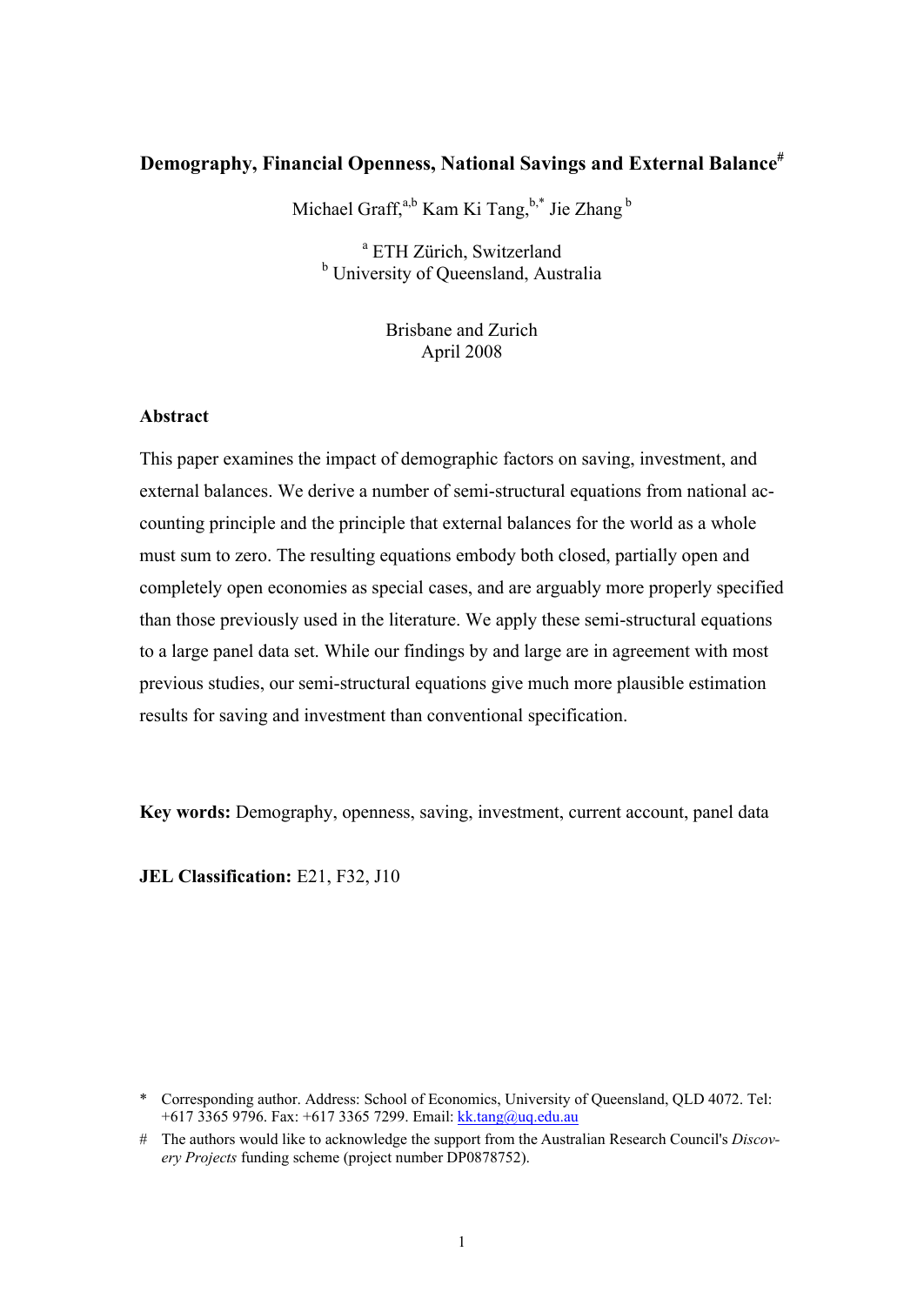# Demography, Financial Openness, National Savings and External Balance[#]

Michael Graff,[a,b] Kam Ki Tang,[b,*] Jie Zhang [b]

[a] ETH Zürich, Switzerland
[b] University of Queensland, Australia

Brisbane and Zurich
April 2008

## Abstract

This paper examines the impact of demographic factors on saving, investment, and external balances. We derive a number of semi-structural equations from national accounting principle and the principle that external balances for the world as a whole must sum to zero. The resulting equations embody both closed, partially open and completely open economies as special cases, and are arguably more properly specified than those previously used in the literature. We apply these semi-structural equations to a large panel data set. While our findings by and large are in agreement with most previous studies, our semi-structural equations give much more plausible estimation results for saving and investment than conventional specification.

**Key words:** Demography, openness, saving, investment, current account, panel data

**JEL Classification:** E21, F32, J10

\* Corresponding author. Address: School of Economics, University of Queensland, QLD 4072. Tel: +617 3365 9796. Fax: +617 3365 7299. Email: kk.tang@uq.edu.au

\# The authors would like to acknowledge the support from the Australian Research Council's *Discovery Projects* funding scheme (project number DP0878752).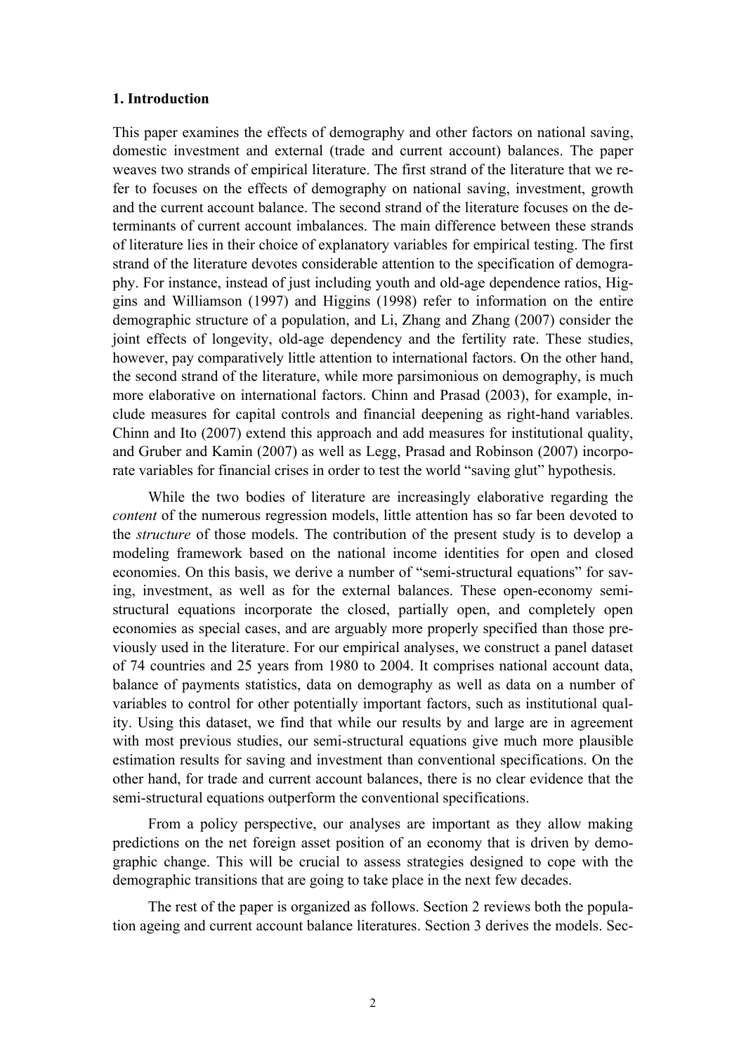## 1. Introduction

This paper examines the effects of demography and other factors on national saving, domestic investment and external (trade and current account) balances. The paper weaves two strands of empirical literature. The first strand of the literature that we refer to focuses on the effects of demography on national saving, investment, growth and the current account balance. The second strand of the literature focuses on the determinants of current account imbalances. The main difference between these strands of literature lies in their choice of explanatory variables for empirical testing. The first strand of the literature devotes considerable attention to the specification of demography. For instance, instead of just including youth and old-age dependence ratios, Higgins and Williamson (1997) and Higgins (1998) refer to information on the entire demographic structure of a population, and Li, Zhang and Zhang (2007) consider the joint effects of longevity, old-age dependency and the fertility rate. These studies, however, pay comparatively little attention to international factors. On the other hand, the second strand of the literature, while more parsimonious on demography, is much more elaborative on international factors. Chinn and Prasad (2003), for example, include measures for capital controls and financial deepening as right-hand variables. Chinn and Ito (2007) extend this approach and add measures for institutional quality, and Gruber and Kamin (2007) as well as Legg, Prasad and Robinson (2007) incorporate variables for financial crises in order to test the world "saving glut" hypothesis.

While the two bodies of literature are increasingly elaborative regarding the *content* of the numerous regression models, little attention has so far been devoted to the *structure* of those models. The contribution of the present study is to develop a modeling framework based on the national income identities for open and closed economies. On this basis, we derive a number of "semi-structural equations" for saving, investment, as well as for the external balances. These open-economy semi-structural equations incorporate the closed, partially open, and completely open economies as special cases, and are arguably more properly specified than those previously used in the literature. For our empirical analyses, we construct a panel dataset of 74 countries and 25 years from 1980 to 2004. It comprises national account data, balance of payments statistics, data on demography as well as data on a number of variables to control for other potentially important factors, such as institutional quality. Using this dataset, we find that while our results by and large are in agreement with most previous studies, our semi-structural equations give much more plausible estimation results for saving and investment than conventional specifications. On the other hand, for trade and current account balances, there is no clear evidence that the semi-structural equations outperform the conventional specifications.

From a policy perspective, our analyses are important as they allow making predictions on the net foreign asset position of an economy that is driven by demographic change. This will be crucial to assess strategies designed to cope with the demographic transitions that are going to take place in the next few decades.

The rest of the paper is organized as follows. Section 2 reviews both the population ageing and current account balance literatures. Section 3 derives the models. Sec-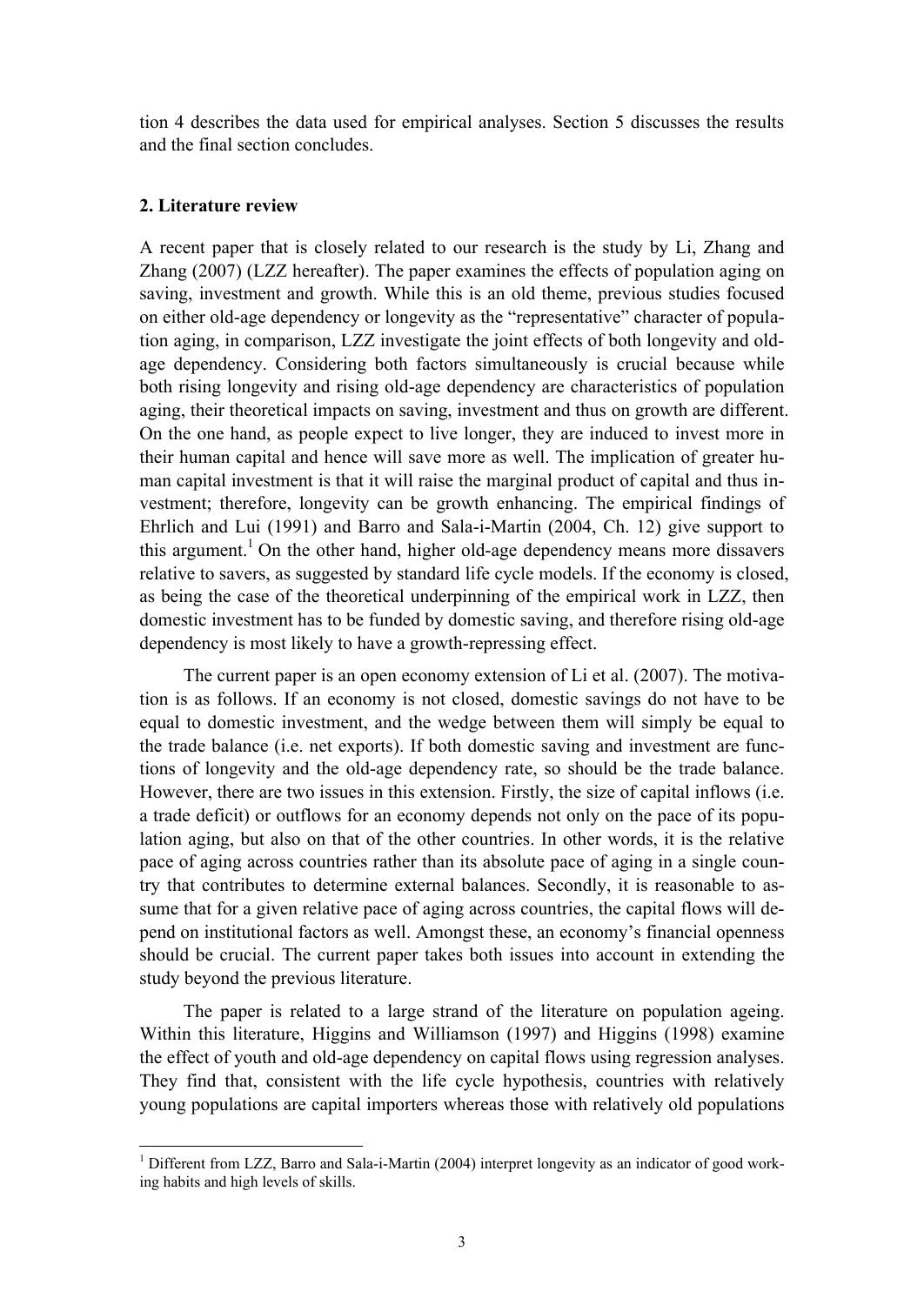tion 4 describes the data used for empirical analyses. Section 5 discusses the results and the final section concludes.

## 2. Literature review

A recent paper that is closely related to our research is the study by Li, Zhang and Zhang (2007) (LZZ hereafter). The paper examines the effects of population aging on saving, investment and growth. While this is an old theme, previous studies focused on either old-age dependency or longevity as the "representative" character of population aging, in comparison, LZZ investigate the joint effects of both longevity and old-age dependency. Considering both factors simultaneously is crucial because while both rising longevity and rising old-age dependency are characteristics of population aging, their theoretical impacts on saving, investment and thus on growth are different. On the one hand, as people expect to live longer, they are induced to invest more in their human capital and hence will save more as well. The implication of greater human capital investment is that it will raise the marginal product of capital and thus investment; therefore, longevity can be growth enhancing. The empirical findings of Ehrlich and Lui (1991) and Barro and Sala-i-Martin (2004, Ch. 12) give support to this argument.[1] On the other hand, higher old-age dependency means more dissavers relative to savers, as suggested by standard life cycle models. If the economy is closed, as being the case of the theoretical underpinning of the empirical work in LZZ, then domestic investment has to be funded by domestic saving, and therefore rising old-age dependency is most likely to have a growth-repressing effect.

The current paper is an open economy extension of Li et al. (2007). The motivation is as follows. If an economy is not closed, domestic savings do not have to be equal to domestic investment, and the wedge between them will simply be equal to the trade balance (i.e. net exports). If both domestic saving and investment are functions of longevity and the old-age dependency rate, so should be the trade balance. However, there are two issues in this extension. Firstly, the size of capital inflows (i.e. a trade deficit) or outflows for an economy depends not only on the pace of its population aging, but also on that of the other countries. In other words, it is the relative pace of aging across countries rather than its absolute pace of aging in a single country that contributes to determine external balances. Secondly, it is reasonable to assume that for a given relative pace of aging across countries, the capital flows will depend on institutional factors as well. Amongst these, an economy's financial openness should be crucial. The current paper takes both issues into account in extending the study beyond the previous literature.

The paper is related to a large strand of the literature on population ageing. Within this literature, Higgins and Williamson (1997) and Higgins (1998) examine the effect of youth and old-age dependency on capital flows using regression analyses. They find that, consistent with the life cycle hypothesis, countries with relatively young populations are capital importers whereas those with relatively old populations

[1] Different from LZZ, Barro and Sala-i-Martin (2004) interpret longevity as an indicator of good working habits and high levels of skills.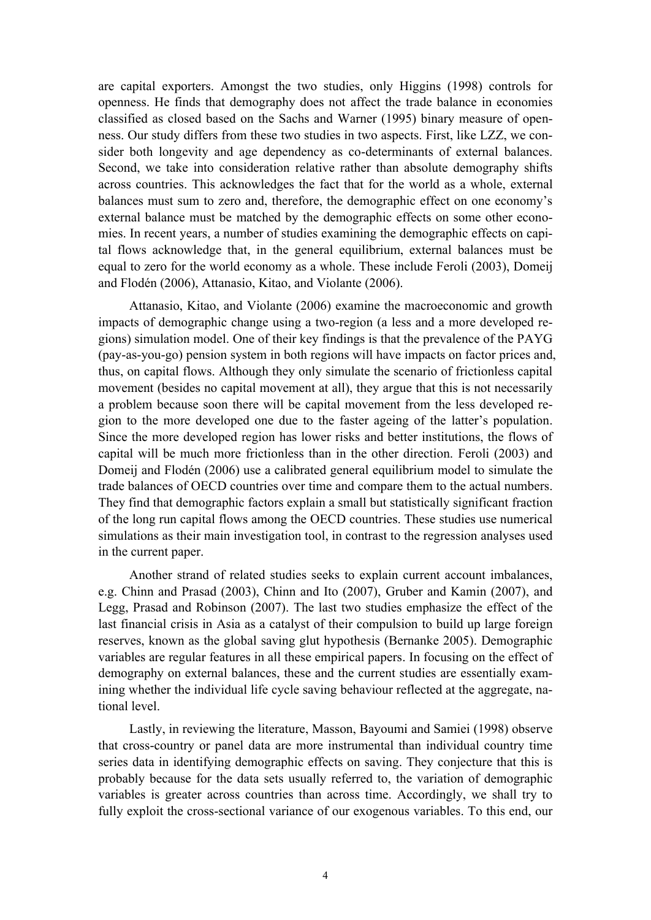are capital exporters. Amongst the two studies, only Higgins (1998) controls for openness. He finds that demography does not affect the trade balance in economies classified as closed based on the Sachs and Warner (1995) binary measure of openness. Our study differs from these two studies in two aspects. First, like LZZ, we consider both longevity and age dependency as co-determinants of external balances. Second, we take into consideration relative rather than absolute demography shifts across countries. This acknowledges the fact that for the world as a whole, external balances must sum to zero and, therefore, the demographic effect on one economy's external balance must be matched by the demographic effects on some other economies. In recent years, a number of studies examining the demographic effects on capital flows acknowledge that, in the general equilibrium, external balances must be equal to zero for the world economy as a whole. These include Feroli (2003), Domeij and Flodén (2006), Attanasio, Kitao, and Violante (2006).

Attanasio, Kitao, and Violante (2006) examine the macroeconomic and growth impacts of demographic change using a two-region (a less and a more developed regions) simulation model. One of their key findings is that the prevalence of the PAYG (pay-as-you-go) pension system in both regions will have impacts on factor prices and, thus, on capital flows. Although they only simulate the scenario of frictionless capital movement (besides no capital movement at all), they argue that this is not necessarily a problem because soon there will be capital movement from the less developed region to the more developed one due to the faster ageing of the latter's population. Since the more developed region has lower risks and better institutions, the flows of capital will be much more frictionless than in the other direction. Feroli (2003) and Domeij and Flodén (2006) use a calibrated general equilibrium model to simulate the trade balances of OECD countries over time and compare them to the actual numbers. They find that demographic factors explain a small but statistically significant fraction of the long run capital flows among the OECD countries. These studies use numerical simulations as their main investigation tool, in contrast to the regression analyses used in the current paper.

Another strand of related studies seeks to explain current account imbalances, e.g. Chinn and Prasad (2003), Chinn and Ito (2007), Gruber and Kamin (2007), and Legg, Prasad and Robinson (2007). The last two studies emphasize the effect of the last financial crisis in Asia as a catalyst of their compulsion to build up large foreign reserves, known as the global saving glut hypothesis (Bernanke 2005). Demographic variables are regular features in all these empirical papers. In focusing on the effect of demography on external balances, these and the current studies are essentially examining whether the individual life cycle saving behaviour reflected at the aggregate, national level.

Lastly, in reviewing the literature, Masson, Bayoumi and Samiei (1998) observe that cross-country or panel data are more instrumental than individual country time series data in identifying demographic effects on saving. They conjecture that this is probably because for the data sets usually referred to, the variation of demographic variables is greater across countries than across time. Accordingly, we shall try to fully exploit the cross-sectional variance of our exogenous variables. To this end, our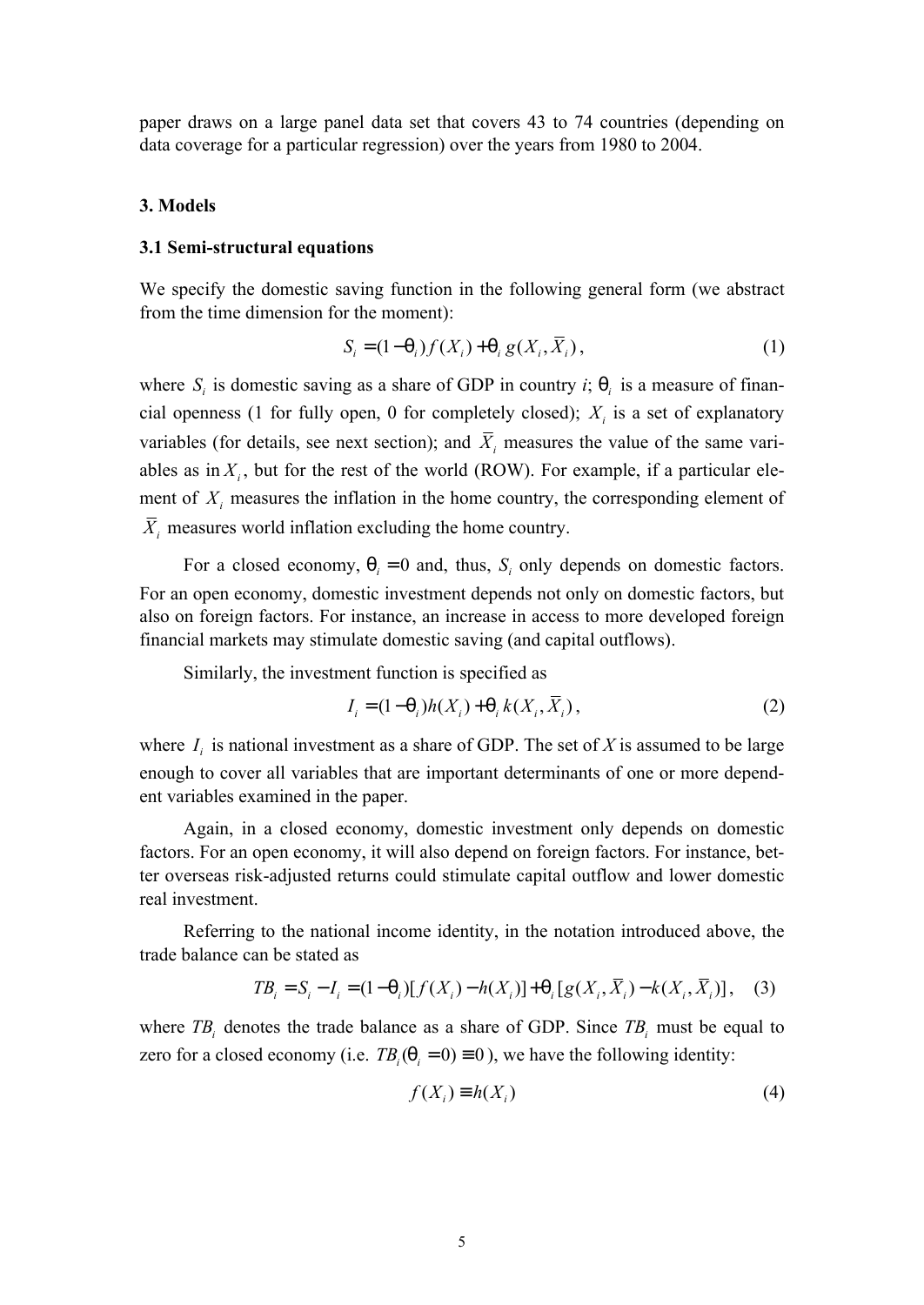paper draws on a large panel data set that covers 43 to 74 countries (depending on data coverage for a particular regression) over the years from 1980 to 2004.

## 3. Models

### 3.1 Semi-structural equations

We specify the domestic saving function in the following general form (we abstract from the time dimension for the moment):

$$S_i = (1-\theta_i) f(X_i) + \theta_i \, g(X_i, \overline{X}_i), \tag{1}$$

where $S_i$ is domestic saving as a share of GDP in country *i*; $\theta_i$ is a measure of financial openness (1 for fully open, 0 for completely closed); $X_i$ is a set of explanatory variables (for details, see next section); and $\overline{X}_i$ measures the value of the same variables as in $X_i$, but for the rest of the world (ROW). For example, if a particular element of $X_i$ measures the inflation in the home country, the corresponding element of $\overline{X}_i$ measures world inflation excluding the home country.

For a closed economy, $\theta_i = 0$ and, thus, $S_i$ only depends on domestic factors. For an open economy, domestic investment depends not only on domestic factors, but also on foreign factors. For instance, an increase in access to more developed foreign financial markets may stimulate domestic saving (and capital outflows).

Similarly, the investment function is specified as

$$I_i = (1-\theta_i) h(X_i) + \theta_i \, k(X_i, \overline{X}_i), \tag{2}$$

where $I_i$ is national investment as a share of GDP. The set of *X* is assumed to be large enough to cover all variables that are important determinants of one or more dependent variables examined in the paper.

Again, in a closed economy, domestic investment only depends on domestic factors. For an open economy, it will also depend on foreign factors. For instance, better overseas risk-adjusted returns could stimulate capital outflow and lower domestic real investment.

Referring to the national income identity, in the notation introduced above, the trade balance can be stated as

$$TB_i = S_i - I_i = (1-\theta_i)[f(X_i) - h(X_i)] + \theta_i [g(X_i, \overline{X}_i) - k(X_i, \overline{X}_i)], \tag{3}$$

where $TB_i$ denotes the trade balance as a share of GDP. Since $TB_i$ must be equal to zero for a closed economy (i.e. $TB_i(\theta_i = 0) \equiv 0$), we have the following identity:

$$f(X_i) \equiv h(X_i) \tag{4}$$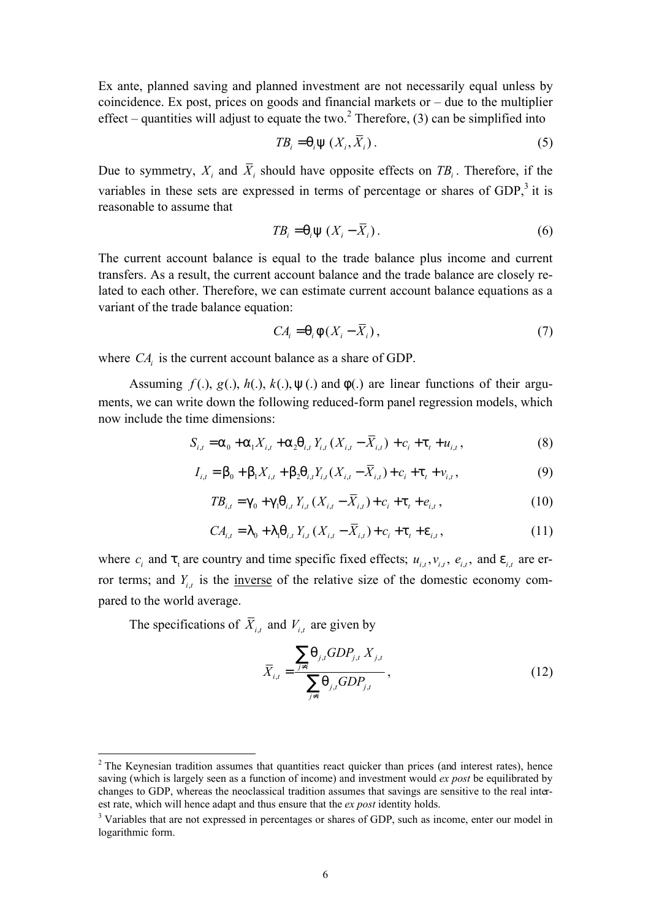Ex ante, planned saving and planned investment are not necessarily equal unless by coincidence. Ex post, prices on goods and financial markets or – due to the multiplier effect – quantities will adjust to equate the two.[2] Therefore, (3) can be simplified into

$$TB_i = \theta_i \psi\,(X_i, \bar{X}_i)\,. \tag{5}$$

Due to symmetry, $X_i$ and $\bar{X}_i$ should have opposite effects on $TB_i$. Therefore, if the variables in these sets are expressed in terms of percentage or shares of GDP,[3] it is reasonable to assume that

$$TB_i = \theta_i \psi\,(X_i - \bar{X}_i)\,. \tag{6}$$

The current account balance is equal to the trade balance plus income and current transfers. As a result, the current account balance and the trade balance are closely related to each other. Therefore, we can estimate current account balance equations as a variant of the trade balance equation:

$$CA_i = \theta_i \phi(X_i - \bar{X}_i)\,, \tag{7}$$

where $CA_i$ is the current account balance as a share of GDP.

Assuming $f(.)$, $g(.)$, $h(.)$, $k(.)$, $\psi(.)$ and $\phi(.)$ are linear functions of their arguments, we can write down the following reduced-form panel regression models, which now include the time dimensions:

$$S_{i,t} = \alpha_0 + \alpha_1 X_{i,t} + \alpha_2 \theta_{i,t}\, Y_{i,t}\,(X_{i,t} - \bar{X}_{i,t}) + c_i + \tau_t + u_{i,t}\,, \tag{8}$$

$$I_{i,t} = \beta_0 + \beta_1 X_{i,t} + \beta_2 \theta_{i,t} Y_{i,t}(X_{i,t} - \bar{X}_{i,t}) + c_i + \tau_t + v_{i,t}\,, \tag{9}$$

$$TB_{i,t} = \gamma_0 + \gamma_1 \theta_{i,t}\, Y_{i,t}\,(X_{i,t} - \bar{X}_{i,t}) + c_i + \tau_t + e_{i,t}\,, \tag{10}$$

$$CA_{i,t} = \lambda_0 + \lambda_1 \theta_{i,t}\, Y_{i,t}\,(X_{i,t} - \bar{X}_{i,t}) + c_i + \tau_t + \varepsilon_{i,t}\,, \tag{11}$$

where $c_i$ and $\tau_t$ are country and time specific fixed effects; $u_{i,t}, v_{i,t}$, $e_{i,t}$, and $\varepsilon_{i,t}$ are error terms; and $Y_{i,t}$ is the inverse of the relative size of the domestic economy compared to the world average.

The specifications of $\bar{X}_{i,t}$ and $V_{i,t}$ are given by

$$\bar{X}_{i,t} = \frac{\sum_{j \neq i} \theta_{j,t} GDP_{j,t}\, X_{j,t}}{\sum_{j \neq i} \theta_{j,t} GDP_{j,t}}\,, \tag{12}$$

---

[2] The Keynesian tradition assumes that quantities react quicker than prices (and interest rates), hence saving (which is largely seen as a function of income) and investment would *ex post* be equilibrated by changes to GDP, whereas the neoclassical tradition assumes that savings are sensitive to the real interest rate, which will hence adapt and thus ensure that the *ex post* identity holds.

[3] Variables that are not expressed in percentages or shares of GDP, such as income, enter our model in logarithmic form.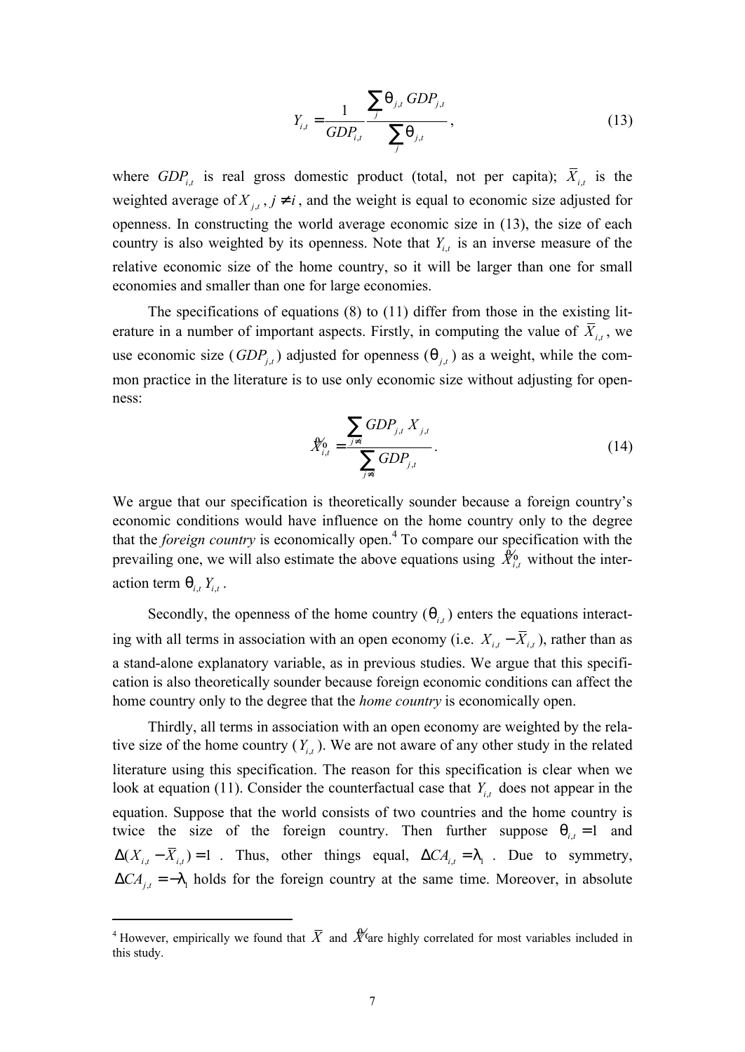$$Y_{i,t} = \frac{1}{GDP_{i,t}} \frac{\sum_j \theta_{j,t} GDP_{j,t}}{\sum_j \theta_{j,t}}, \tag{13}$$

where $GDP_{i,t}$ is real gross domestic product (total, not per capita); $\bar{X}_{i,t}$ is the weighted average of $X_{j,t}$, $j \neq i$, and the weight is equal to economic size adjusted for openness. In constructing the world average economic size in (13), the size of each country is also weighted by its openness. Note that $Y_{i,t}$ is an inverse measure of the relative economic size of the home country, so it will be larger than one for small economies and smaller than one for large economies.

The specifications of equations (8) to (11) differ from those in the existing literature in a number of important aspects. Firstly, in computing the value of $\bar{X}_{i,t}$, we use economic size ($GDP_{j,t}$) adjusted for openness ($\theta_{j,t}$) as a weight, while the common practice in the literature is to use only economic size without adjusting for openness:

$$\tilde{X}_{i,t} = \frac{\sum_{j \neq i} GDP_{j,t} X_{j,t}}{\sum_{j \neq i} GDP_{j,t}}. \tag{14}$$

We argue that our specification is theoretically sounder because a foreign country's economic conditions would have influence on the home country only to the degree that the *foreign country* is economically open.[4] To compare our specification with the prevailing one, we will also estimate the above equations using $\tilde{X}_{i,t}$ without the interaction term $\theta_{i,t} Y_{i,t}$.

Secondly, the openness of the home country ($\theta_{i,t}$) enters the equations interacting with all terms in association with an open economy (i.e. $X_{i,t} - \bar{X}_{i,t}$), rather than as a stand-alone explanatory variable, as in previous studies. We argue that this specification is also theoretically sounder because foreign economic conditions can affect the home country only to the degree that the *home country* is economically open.

Thirdly, all terms in association with an open economy are weighted by the relative size of the home country ($Y_{i,t}$). We are not aware of any other study in the related literature using this specification. The reason for this specification is clear when we look at equation (11). Consider the counterfactual case that $Y_{i,t}$ does not appear in the equation. Suppose that the world consists of two countries and the home country is twice the size of the foreign country. Then further suppose $\theta_{i,t} = 1$ and $\Delta(X_{i,t} - \bar{X}_{i,t}) = 1$. Thus, other things equal, $\Delta CA_{i,t} = \lambda_1$. Due to symmetry, $\Delta CA_{j,t} = -\lambda_1$ holds for the foreign country at the same time. Moreover, in absolute

[4] However, empirically we found that $\bar{X}$ and $\tilde{X}$ are highly correlated for most variables included in this study.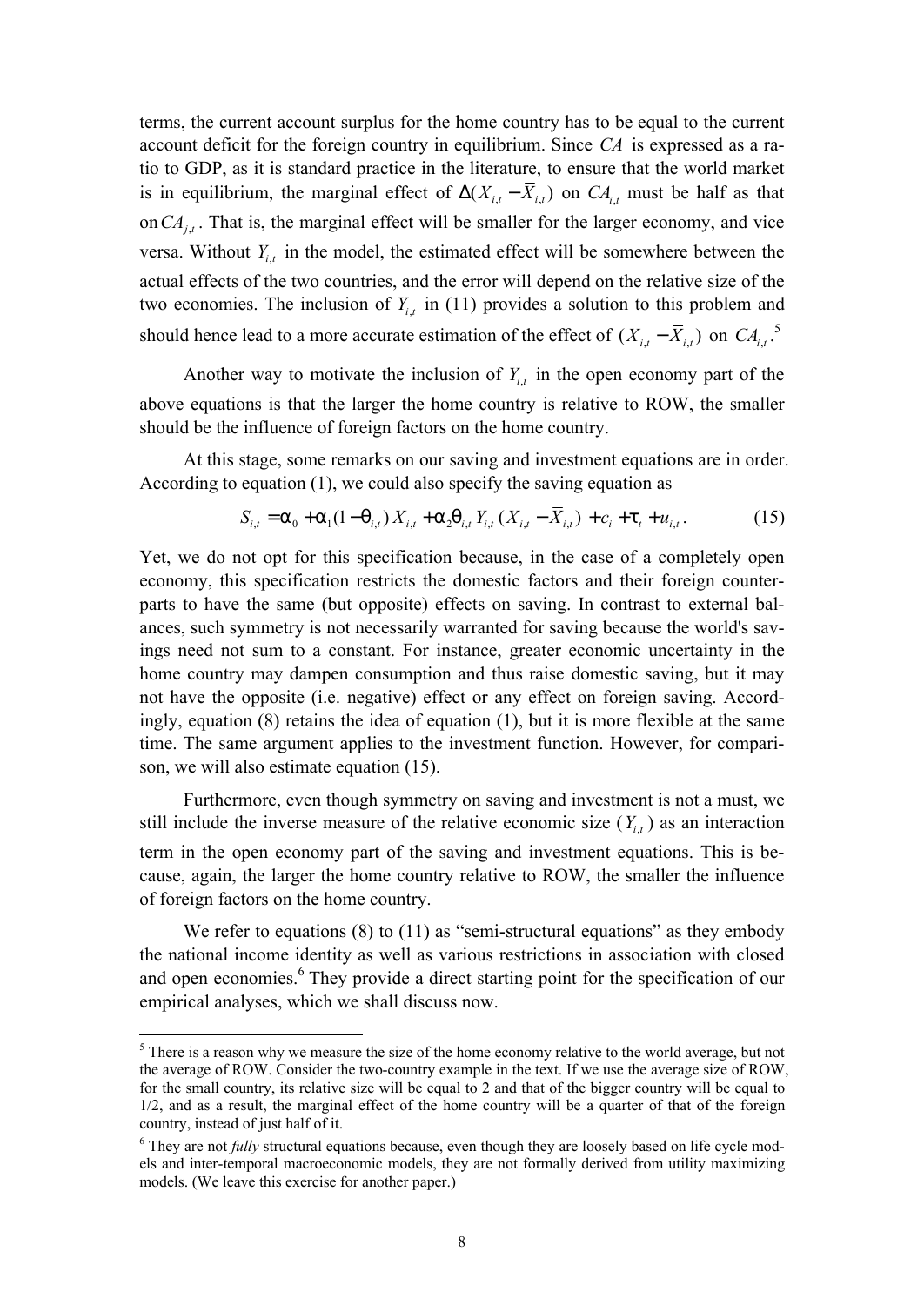terms, the current account surplus for the home country has to be equal to the current account deficit for the foreign country in equilibrium. Since $CA$ is expressed as a ratio to GDP, as it is standard practice in the literature, to ensure that the world market is in equilibrium, the marginal effect of $\Delta(X_{i,t} - \bar{X}_{i,t})$ on $CA_{i,t}$ must be half as that on $CA_{j,t}$. That is, the marginal effect will be smaller for the larger economy, and vice versa. Without $Y_{i,t}$ in the model, the estimated effect will be somewhere between the actual effects of the two countries, and the error will depend on the relative size of the two economies. The inclusion of $Y_{i,t}$ in (11) provides a solution to this problem and should hence lead to a more accurate estimation of the effect of $(X_{i,t} - \bar{X}_{i,t})$ on $CA_{i,t}$.[5]

Another way to motivate the inclusion of $Y_{i,t}$ in the open economy part of the above equations is that the larger the home country is relative to ROW, the smaller should be the influence of foreign factors on the home country.

At this stage, some remarks on our saving and investment equations are in order. According to equation (1), we could also specify the saving equation as

$$S_{i,t} = \alpha_0 + \alpha_1(1-\theta_{i,t})X_{i,t} + \alpha_2\theta_{i,t}Y_{i,t}(X_{i,t} - \bar{X}_{i,t}) + c_i + \tau_t + u_{i,t}. \tag{15}$$

Yet, we do not opt for this specification because, in the case of a completely open economy, this specification restricts the domestic factors and their foreign counterparts to have the same (but opposite) effects on saving. In contrast to external balances, such symmetry is not necessarily warranted for saving because the world's savings need not sum to a constant. For instance, greater economic uncertainty in the home country may dampen consumption and thus raise domestic saving, but it may not have the opposite (i.e. negative) effect or any effect on foreign saving. Accordingly, equation (8) retains the idea of equation (1), but it is more flexible at the same time. The same argument applies to the investment function. However, for comparison, we will also estimate equation (15).

Furthermore, even though symmetry on saving and investment is not a must, we still include the inverse measure of the relative economic size ($Y_{i,t}$) as an interaction term in the open economy part of the saving and investment equations. This is because, again, the larger the home country relative to ROW, the smaller the influence of foreign factors on the home country.

We refer to equations (8) to (11) as "semi-structural equations" as they embody the national income identity as well as various restrictions in association with closed and open economies.[6] They provide a direct starting point for the specification of our empirical analyses, which we shall discuss now.

---

[5] There is a reason why we measure the size of the home economy relative to the world average, but not the average of ROW. Consider the two-country example in the text. If we use the average size of ROW, for the small country, its relative size will be equal to 2 and that of the bigger country will be equal to 1/2, and as a result, the marginal effect of the home country will be a quarter of that of the foreign country, instead of just half of it.

[6] They are not *fully* structural equations because, even though they are loosely based on life cycle models and inter-temporal macroeconomic models, they are not formally derived from utility maximizing models. (We leave this exercise for another paper.)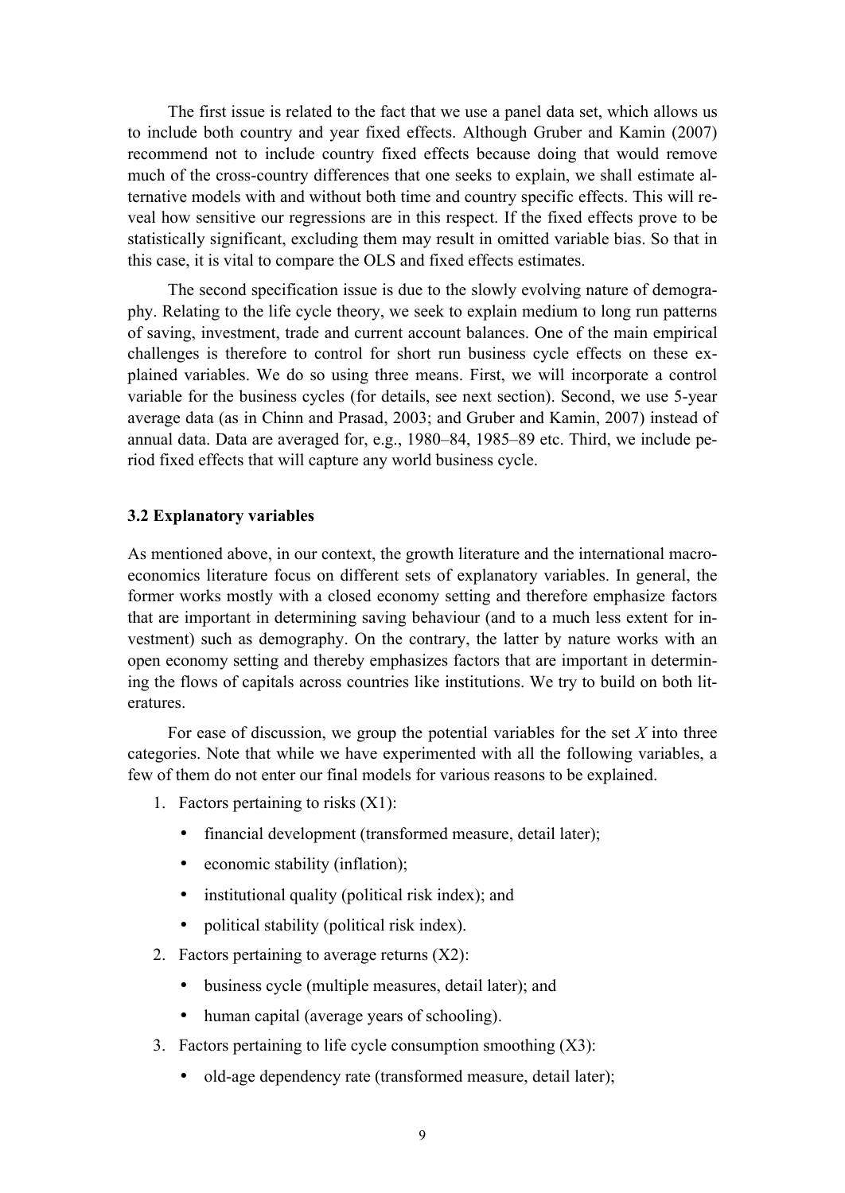The first issue is related to the fact that we use a panel data set, which allows us to include both country and year fixed effects. Although Gruber and Kamin (2007) recommend not to include country fixed effects because doing that would remove much of the cross-country differences that one seeks to explain, we shall estimate alternative models with and without both time and country specific effects. This will reveal how sensitive our regressions are in this respect. If the fixed effects prove to be statistically significant, excluding them may result in omitted variable bias. So that in this case, it is vital to compare the OLS and fixed effects estimates.

The second specification issue is due to the slowly evolving nature of demography. Relating to the life cycle theory, we seek to explain medium to long run patterns of saving, investment, trade and current account balances. One of the main empirical challenges is therefore to control for short run business cycle effects on these explained variables. We do so using three means. First, we will incorporate a control variable for the business cycles (for details, see next section). Second, we use 5-year average data (as in Chinn and Prasad, 2003; and Gruber and Kamin, 2007) instead of annual data. Data are averaged for, e.g., 1980–84, 1985–89 etc. Third, we include period fixed effects that will capture any world business cycle.

### 3.2 Explanatory variables

As mentioned above, in our context, the growth literature and the international macroeconomics literature focus on different sets of explanatory variables. In general, the former works mostly with a closed economy setting and therefore emphasize factors that are important in determining saving behaviour (and to a much less extent for investment) such as demography. On the contrary, the latter by nature works with an open economy setting and thereby emphasizes factors that are important in determining the flows of capitals across countries like institutions. We try to build on both literatures.

For ease of discussion, we group the potential variables for the set *X* into three categories. Note that while we have experimented with all the following variables, a few of them do not enter our final models for various reasons to be explained.

1. Factors pertaining to risks (X1):
   - financial development (transformed measure, detail later);
   - economic stability (inflation);
   - institutional quality (political risk index); and
   - political stability (political risk index).
2. Factors pertaining to average returns (X2):
   - business cycle (multiple measures, detail later); and
   - human capital (average years of schooling).
3. Factors pertaining to life cycle consumption smoothing (X3):
   - old-age dependency rate (transformed measure, detail later);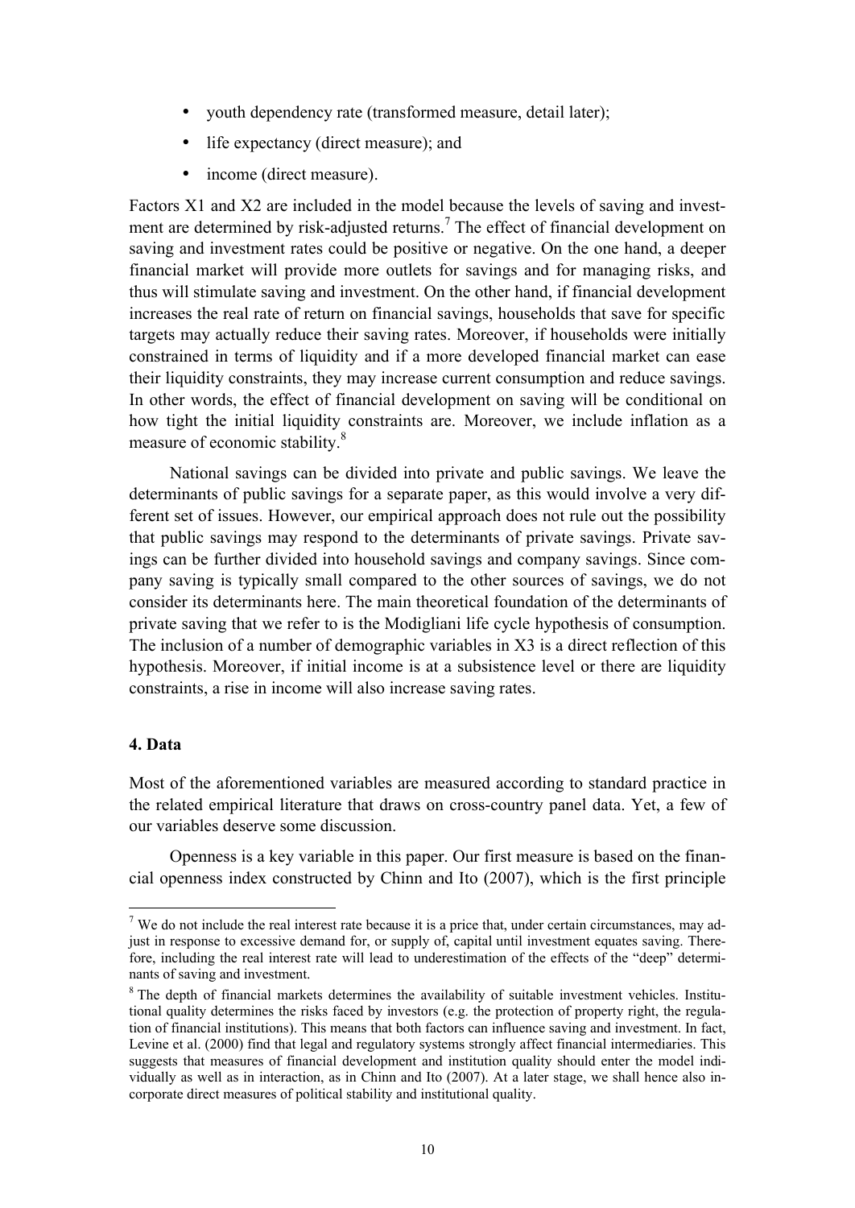- youth dependency rate (transformed measure, detail later);
- life expectancy (direct measure); and
- income (direct measure).

Factors X1 and X2 are included in the model because the levels of saving and investment are determined by risk-adjusted returns.[7] The effect of financial development on saving and investment rates could be positive or negative. On the one hand, a deeper financial market will provide more outlets for savings and for managing risks, and thus will stimulate saving and investment. On the other hand, if financial development increases the real rate of return on financial savings, households that save for specific targets may actually reduce their saving rates. Moreover, if households were initially constrained in terms of liquidity and if a more developed financial market can ease their liquidity constraints, they may increase current consumption and reduce savings. In other words, the effect of financial development on saving will be conditional on how tight the initial liquidity constraints are. Moreover, we include inflation as a measure of economic stability.[8]

National savings can be divided into private and public savings. We leave the determinants of public savings for a separate paper, as this would involve a very different set of issues. However, our empirical approach does not rule out the possibility that public savings may respond to the determinants of private savings. Private savings can be further divided into household savings and company savings. Since company saving is typically small compared to the other sources of savings, we do not consider its determinants here. The main theoretical foundation of the determinants of private saving that we refer to is the Modigliani life cycle hypothesis of consumption. The inclusion of a number of demographic variables in X3 is a direct reflection of this hypothesis. Moreover, if initial income is at a subsistence level or there are liquidity constraints, a rise in income will also increase saving rates.

## 4. Data

Most of the aforementioned variables are measured according to standard practice in the related empirical literature that draws on cross-country panel data. Yet, a few of our variables deserve some discussion.

Openness is a key variable in this paper. Our first measure is based on the financial openness index constructed by Chinn and Ito (2007), which is the first principle

[7] We do not include the real interest rate because it is a price that, under certain circumstances, may adjust in response to excessive demand for, or supply of, capital until investment equates saving. Therefore, including the real interest rate will lead to underestimation of the effects of the "deep" determinants of saving and investment.

[8] The depth of financial markets determines the availability of suitable investment vehicles. Institutional quality determines the risks faced by investors (e.g. the protection of property right, the regulation of financial institutions). This means that both factors can influence saving and investment. In fact, Levine et al. (2000) find that legal and regulatory systems strongly affect financial intermediaries. This suggests that measures of financial development and institution quality should enter the model individually as well as in interaction, as in Chinn and Ito (2007). At a later stage, we shall hence also incorporate direct measures of political stability and institutional quality.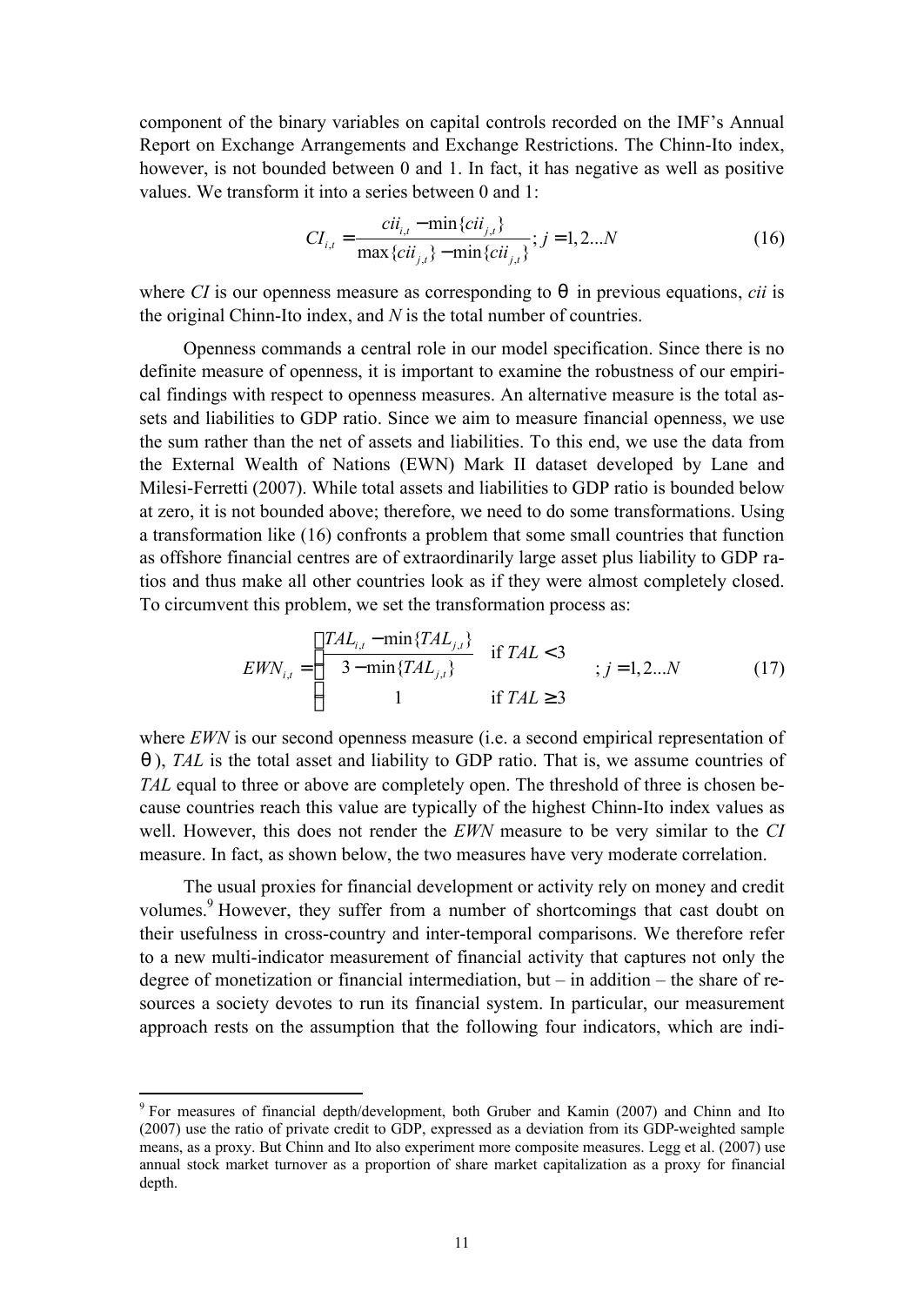component of the binary variables on capital controls recorded on the IMF's Annual Report on Exchange Arrangements and Exchange Restrictions. The Chinn-Ito index, however, is not bounded between 0 and 1. In fact, it has negative as well as positive values. We transform it into a series between 0 and 1:

$$CI_{i,t} = \frac{cii_{i,t} - \min\{cii_{j,t}\}}{\max\{cii_{j,t}\} - \min\{cii_{j,t}\}}; j = 1, 2...N \tag{16}$$

where *CI* is our openness measure as corresponding to $\theta$ in previous equations, *cii* is the original Chinn-Ito index, and *N* is the total number of countries.

Openness commands a central role in our model specification. Since there is no definite measure of openness, it is important to examine the robustness of our empirical findings with respect to openness measures. An alternative measure is the total assets and liabilities to GDP ratio. Since we aim to measure financial openness, we use the sum rather than the net of assets and liabilities. To this end, we use the data from the External Wealth of Nations (EWN) Mark II dataset developed by Lane and Milesi-Ferretti (2007). While total assets and liabilities to GDP ratio is bounded below at zero, it is not bounded above; therefore, we need to do some transformations. Using a transformation like (16) confronts a problem that some small countries that function as offshore financial centres are of extraordinarily large asset plus liability to GDP ratios and thus make all other countries look as if they were almost completely closed. To circumvent this problem, we set the transformation process as:

$$EWN_{i,t} = \begin{cases} \dfrac{TAL_{i,t} - \min\{TAL_{j,t}\}}{3 - \min\{TAL_{j,t}\}} & \text{if } TAL < 3 \\ 1 & \text{if } TAL \geq 3 \end{cases} \quad ; j = 1, 2...N \tag{17}$$

where *EWN* is our second openness measure (i.e. a second empirical representation of $\theta$), *TAL* is the total asset and liability to GDP ratio. That is, we assume countries of *TAL* equal to three or above are completely open. The threshold of three is chosen because countries reach this value are typically of the highest Chinn-Ito index values as well. However, this does not render the *EWN* measure to be very similar to the *CI* measure. In fact, as shown below, the two measures have very moderate correlation.

The usual proxies for financial development or activity rely on money and credit volumes.[9] However, they suffer from a number of shortcomings that cast doubt on their usefulness in cross-country and inter-temporal comparisons. We therefore refer to a new multi-indicator measurement of financial activity that captures not only the degree of monetization or financial intermediation, but – in addition – the share of resources a society devotes to run its financial system. In particular, our measurement approach rests on the assumption that the following four indicators, which are indi-

[9] For measures of financial depth/development, both Gruber and Kamin (2007) and Chinn and Ito (2007) use the ratio of private credit to GDP, expressed as a deviation from its GDP-weighted sample means, as a proxy. But Chinn and Ito also experiment more composite measures. Legg et al. (2007) use annual stock market turnover as a proportion of share market capitalization as a proxy for financial depth.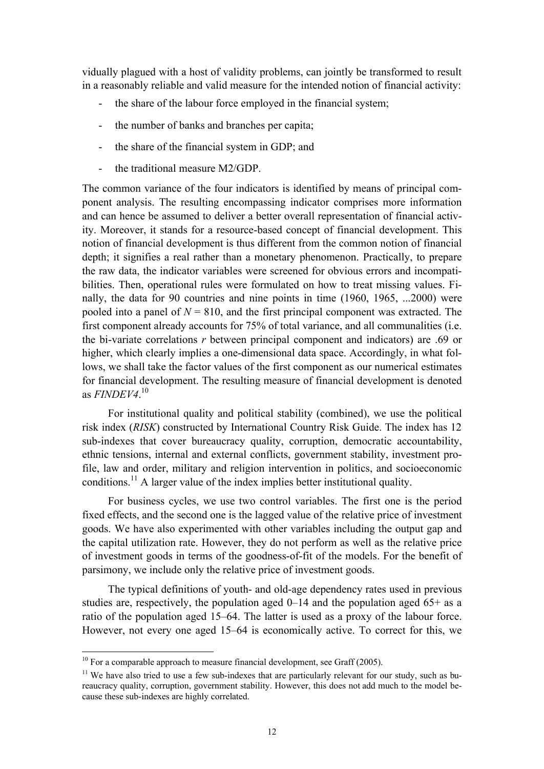vidually plagued with a host of validity problems, can jointly be transformed to result in a reasonably reliable and valid measure for the intended notion of financial activity:

- the share of the labour force employed in the financial system;
- the number of banks and branches per capita;
- the share of the financial system in GDP; and
- the traditional measure M2/GDP.

The common variance of the four indicators is identified by means of principal component analysis. The resulting encompassing indicator comprises more information and can hence be assumed to deliver a better overall representation of financial activity. Moreover, it stands for a resource-based concept of financial development. This notion of financial development is thus different from the common notion of financial depth; it signifies a real rather than a monetary phenomenon. Practically, to prepare the raw data, the indicator variables were screened for obvious errors and incompatibilities. Then, operational rules were formulated on how to treat missing values. Finally, the data for 90 countries and nine points in time (1960, 1965, ...2000) were pooled into a panel of $N = 810$, and the first principal component was extracted. The first component already accounts for 75% of total variance, and all communalities (i.e. the bi-variate correlations $r$ between principal component and indicators) are .69 or higher, which clearly implies a one-dimensional data space. Accordingly, in what follows, we shall take the factor values of the first component as our numerical estimates for financial development. The resulting measure of financial development is denoted as *FINDEV4*.[10]

For institutional quality and political stability (combined), we use the political risk index (*RISK*) constructed by International Country Risk Guide. The index has 12 sub-indexes that cover bureaucracy quality, corruption, democratic accountability, ethnic tensions, internal and external conflicts, government stability, investment profile, law and order, military and religion intervention in politics, and socioeconomic conditions.[11] A larger value of the index implies better institutional quality.

For business cycles, we use two control variables. The first one is the period fixed effects, and the second one is the lagged value of the relative price of investment goods. We have also experimented with other variables including the output gap and the capital utilization rate. However, they do not perform as well as the relative price of investment goods in terms of the goodness-of-fit of the models. For the benefit of parsimony, we include only the relative price of investment goods.

The typical definitions of youth- and old-age dependency rates used in previous studies are, respectively, the population aged 0–14 and the population aged 65+ as a ratio of the population aged 15–64. The latter is used as a proxy of the labour force. However, not every one aged 15–64 is economically active. To correct for this, we

---

[10] For a comparable approach to measure financial development, see Graff (2005).

[11] We have also tried to use a few sub-indexes that are particularly relevant for our study, such as bureaucracy quality, corruption, government stability. However, this does not add much to the model because these sub-indexes are highly correlated.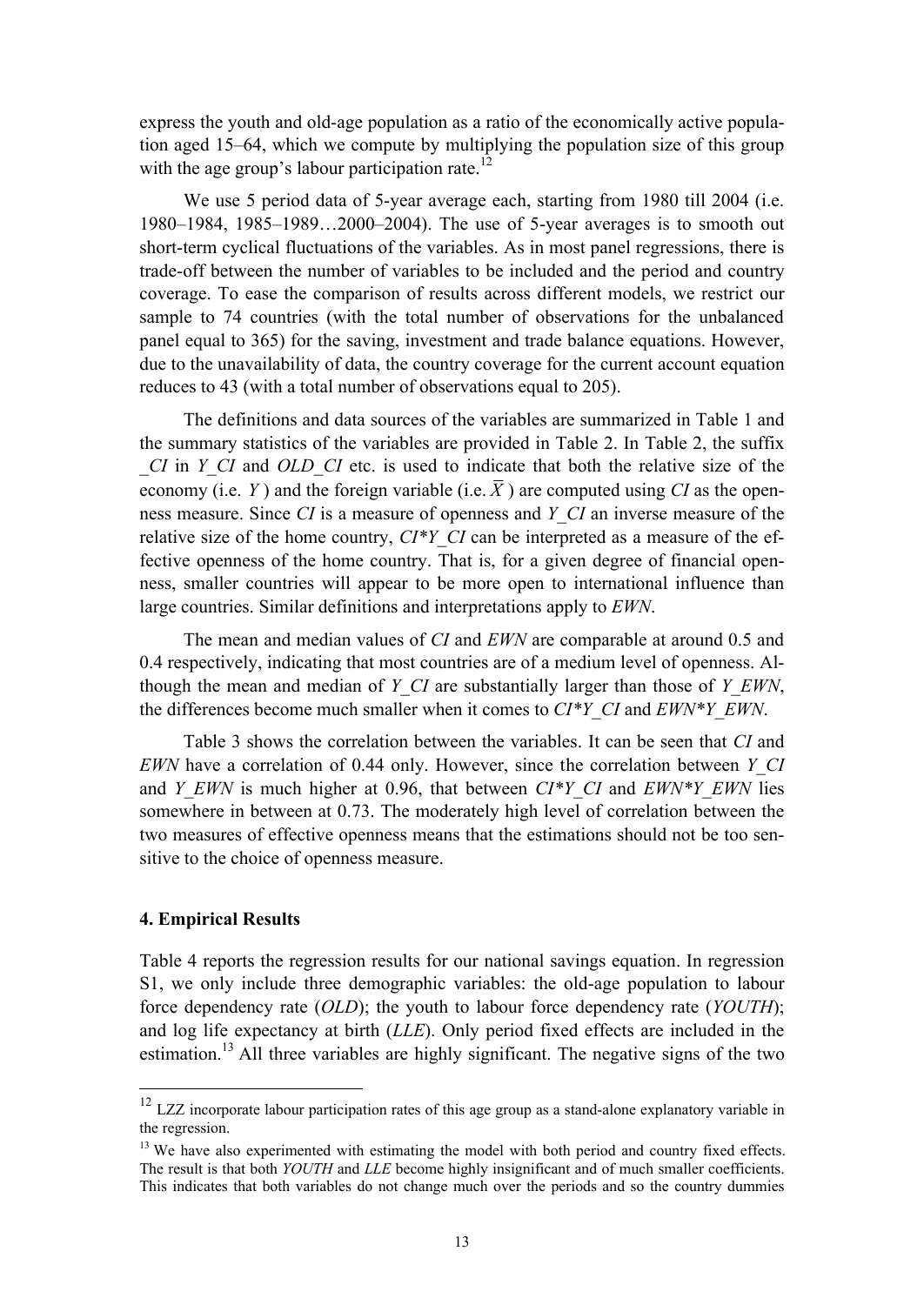express the youth and old-age population as a ratio of the economically active population aged 15–64, which we compute by multiplying the population size of this group with the age group's labour participation rate.[12]

We use 5 period data of 5-year average each, starting from 1980 till 2004 (i.e. 1980–1984, 1985–1989…2000–2004). The use of 5-year averages is to smooth out short-term cyclical fluctuations of the variables. As in most panel regressions, there is trade-off between the number of variables to be included and the period and country coverage. To ease the comparison of results across different models, we restrict our sample to 74 countries (with the total number of observations for the unbalanced panel equal to 365) for the saving, investment and trade balance equations. However, due to the unavailability of data, the country coverage for the current account equation reduces to 43 (with a total number of observations equal to 205).

The definitions and data sources of the variables are summarized in Table 1 and the summary statistics of the variables are provided in Table 2. In Table 2, the suffix *_CI* in *Y_CI* and *OLD_CI* etc. is used to indicate that both the relative size of the economy (i.e. $Y$ ) and the foreign variable (i.e. $\overline{X}$ ) are computed using *CI* as the openness measure. Since *CI* is a measure of openness and *Y_CI* an inverse measure of the relative size of the home country, *CI*Y_CI* can be interpreted as a measure of the effective openness of the home country. That is, for a given degree of financial openness, smaller countries will appear to be more open to international influence than large countries. Similar definitions and interpretations apply to *EWN*.

The mean and median values of *CI* and *EWN* are comparable at around 0.5 and 0.4 respectively, indicating that most countries are of a medium level of openness. Although the mean and median of *Y_CI* are substantially larger than those of *Y_EWN*, the differences become much smaller when it comes to *CI*Y_CI* and *EWN*Y_EWN*.

Table 3 shows the correlation between the variables. It can be seen that *CI* and *EWN* have a correlation of 0.44 only. However, since the correlation between *Y_CI* and *Y_EWN* is much higher at 0.96, that between *CI*Y_CI* and *EWN*Y_EWN* lies somewhere in between at 0.73. The moderately high level of correlation between the two measures of effective openness means that the estimations should not be too sensitive to the choice of openness measure.

## 4. Empirical Results

Table 4 reports the regression results for our national savings equation. In regression S1, we only include three demographic variables: the old-age population to labour force dependency rate (*OLD*); the youth to labour force dependency rate (*YOUTH*); and log life expectancy at birth (*LLE*). Only period fixed effects are included in the estimation.[13] All three variables are highly significant. The negative signs of the two

---

[12] LZZ incorporate labour participation rates of this age group as a stand-alone explanatory variable in the regression.

[13] We have also experimented with estimating the model with both period and country fixed effects. The result is that both *YOUTH* and *LLE* become highly insignificant and of much smaller coefficients. This indicates that both variables do not change much over the periods and so the country dummies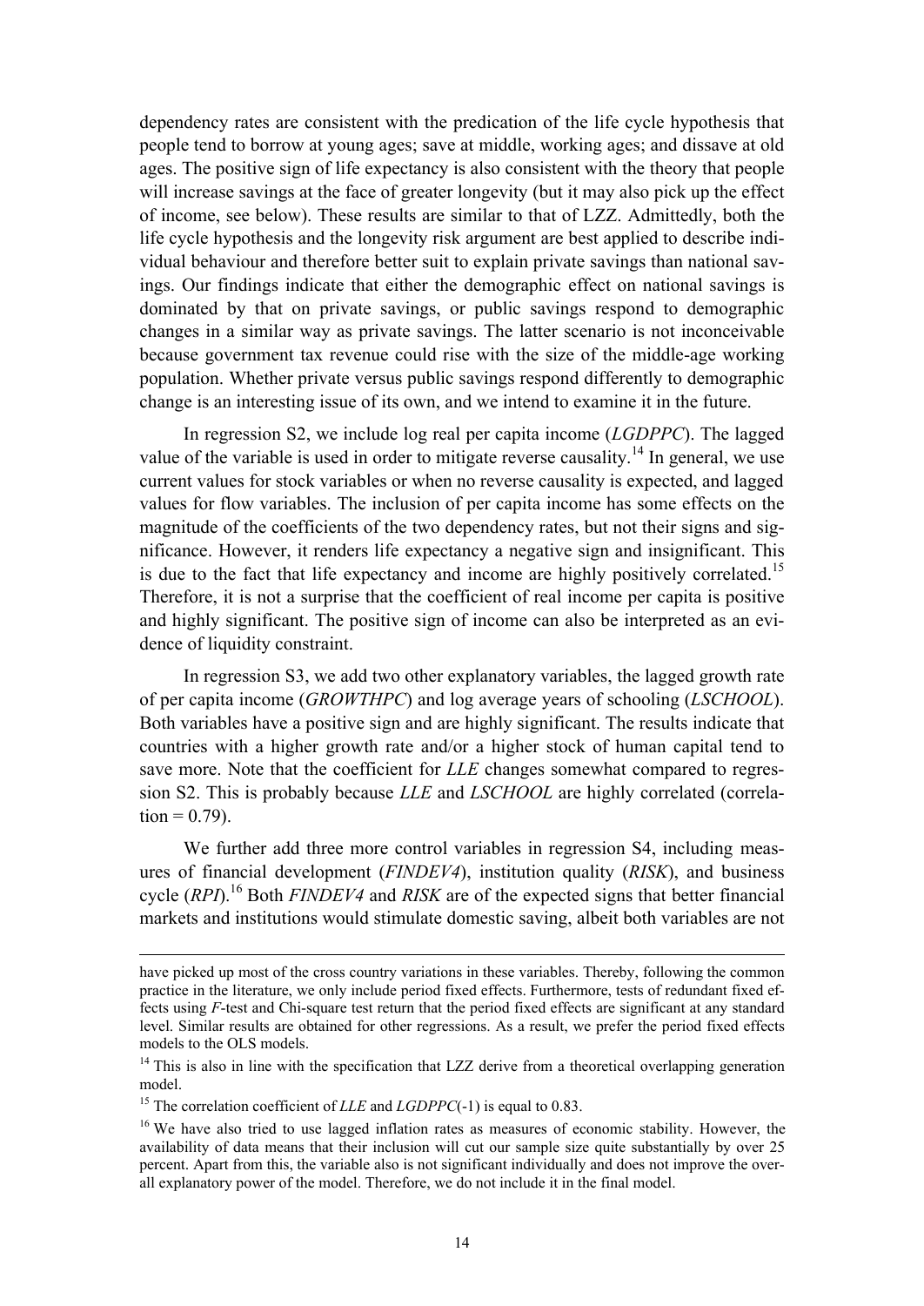dependency rates are consistent with the predication of the life cycle hypothesis that people tend to borrow at young ages; save at middle, working ages; and dissave at old ages. The positive sign of life expectancy is also consistent with the theory that people will increase savings at the face of greater longevity (but it may also pick up the effect of income, see below). These results are similar to that of LZZ. Admittedly, both the life cycle hypothesis and the longevity risk argument are best applied to describe individual behaviour and therefore better suit to explain private savings than national savings. Our findings indicate that either the demographic effect on national savings is dominated by that on private savings, or public savings respond to demographic changes in a similar way as private savings. The latter scenario is not inconceivable because government tax revenue could rise with the size of the middle-age working population. Whether private versus public savings respond differently to demographic change is an interesting issue of its own, and we intend to examine it in the future.

In regression S2, we include log real per capita income (*LGDPPC*). The lagged value of the variable is used in order to mitigate reverse causality.[14] In general, we use current values for stock variables or when no reverse causality is expected, and lagged values for flow variables. The inclusion of per capita income has some effects on the magnitude of the coefficients of the two dependency rates, but not their signs and significance. However, it renders life expectancy a negative sign and insignificant. This is due to the fact that life expectancy and income are highly positively correlated.[15] Therefore, it is not a surprise that the coefficient of real income per capita is positive and highly significant. The positive sign of income can also be interpreted as an evidence of liquidity constraint.

In regression S3, we add two other explanatory variables, the lagged growth rate of per capita income (*GROWTHPC*) and log average years of schooling (*LSCHOOL*). Both variables have a positive sign and are highly significant. The results indicate that countries with a higher growth rate and/or a higher stock of human capital tend to save more. Note that the coefficient for *LLE* changes somewhat compared to regression S2. This is probably because *LLE* and *LSCHOOL* are highly correlated (correlation = 0.79).

We further add three more control variables in regression S4, including measures of financial development (*FINDEV4*), institution quality (*RISK*), and business cycle (*RPI*).[16] Both *FINDEV4* and *RISK* are of the expected signs that better financial markets and institutions would stimulate domestic saving, albeit both variables are not

---

have picked up most of the cross country variations in these variables. Thereby, following the common practice in the literature, we only include period fixed effects. Furthermore, tests of redundant fixed effects using *F*-test and Chi-square test return that the period fixed effects are significant at any standard level. Similar results are obtained for other regressions. As a result, we prefer the period fixed effects models to the OLS models.

[14] This is also in line with the specification that LZZ derive from a theoretical overlapping generation model.

[15] The correlation coefficient of *LLE* and *LGDPPC*(-1) is equal to 0.83.

[16] We have also tried to use lagged inflation rates as measures of economic stability. However, the availability of data means that their inclusion will cut our sample size quite substantially by over 25 percent. Apart from this, the variable also is not significant individually and does not improve the overall explanatory power of the model. Therefore, we do not include it in the final model.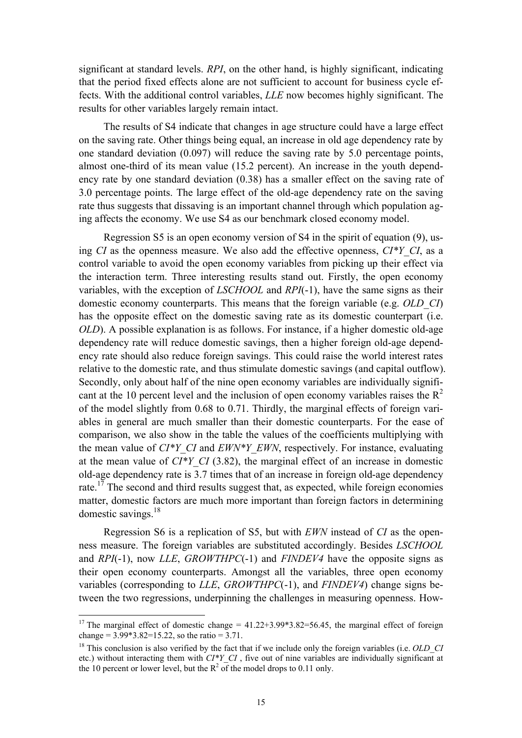significant at standard levels. *RPI*, on the other hand, is highly significant, indicating that the period fixed effects alone are not sufficient to account for business cycle effects. With the additional control variables, *LLE* now becomes highly significant. The results for other variables largely remain intact.

The results of S4 indicate that changes in age structure could have a large effect on the saving rate. Other things being equal, an increase in old age dependency rate by one standard deviation (0.097) will reduce the saving rate by 5.0 percentage points, almost one-third of its mean value (15.2 percent). An increase in the youth dependency rate by one standard deviation (0.38) has a smaller effect on the saving rate of 3.0 percentage points. The large effect of the old-age dependency rate on the saving rate thus suggests that dissaving is an important channel through which population aging affects the economy. We use S4 as our benchmark closed economy model.

Regression S5 is an open economy version of S4 in the spirit of equation (9), using *CI* as the openness measure. We also add the effective openness, *CI*\*Y_CI*, as a control variable to avoid the open economy variables from picking up their effect via the interaction term. Three interesting results stand out. Firstly, the open economy variables, with the exception of *LSCHOOL* and *RPI*(-1), have the same signs as their domestic economy counterparts. This means that the foreign variable (e.g. *OLD_CI*) has the opposite effect on the domestic saving rate as its domestic counterpart (i.e. *OLD*). A possible explanation is as follows. For instance, if a higher domestic old-age dependency rate will reduce domestic savings, then a higher foreign old-age dependency rate should also reduce foreign savings. This could raise the world interest rates relative to the domestic rate, and thus stimulate domestic savings (and capital outflow). Secondly, only about half of the nine open economy variables are individually significant at the 10 percent level and the inclusion of open economy variables raises the $R^2$ of the model slightly from 0.68 to 0.71. Thirdly, the marginal effects of foreign variables in general are much smaller than their domestic counterparts. For the ease of comparison, we also show in the table the values of the coefficients multiplying with the mean value of *CI*\*Y_CI* and *EWN*\*Y_EWN*, respectively. For instance, evaluating at the mean value of *CI*\*Y_CI* (3.82), the marginal effect of an increase in domestic old-age dependency rate is 3.7 times that of an increase in foreign old-age dependency rate.[17] The second and third results suggest that, as expected, while foreign economies matter, domestic factors are much more important than foreign factors in determining domestic savings.[18]

Regression S6 is a replication of S5, but with *EWN* instead of *CI* as the openness measure. The foreign variables are substituted accordingly. Besides *LSCHOOL* and *RPI*(-1), now *LLE*, *GROWTHPC*(-1) and *FINDEV4* have the opposite signs as their open economy counterparts. Amongst all the variables, three open economy variables (corresponding to *LLE*, *GROWTHPC*(-1), and *FINDEV4*) change signs between the two regressions, underpinning the challenges in measuring openness. How-

---

[17] The marginal effect of domestic change = 41.22+3.99\*3.82=56.45, the marginal effect of foreign change = 3.99\*3.82=15.22, so the ratio = 3.71.

[18] This conclusion is also verified by the fact that if we include only the foreign variables (i.e. *OLD_CI* etc.) without interacting them with *CI*\*Y_CI* , five out of nine variables are individually significant at the 10 percent or lower level, but the $R^2$ of the model drops to 0.11 only.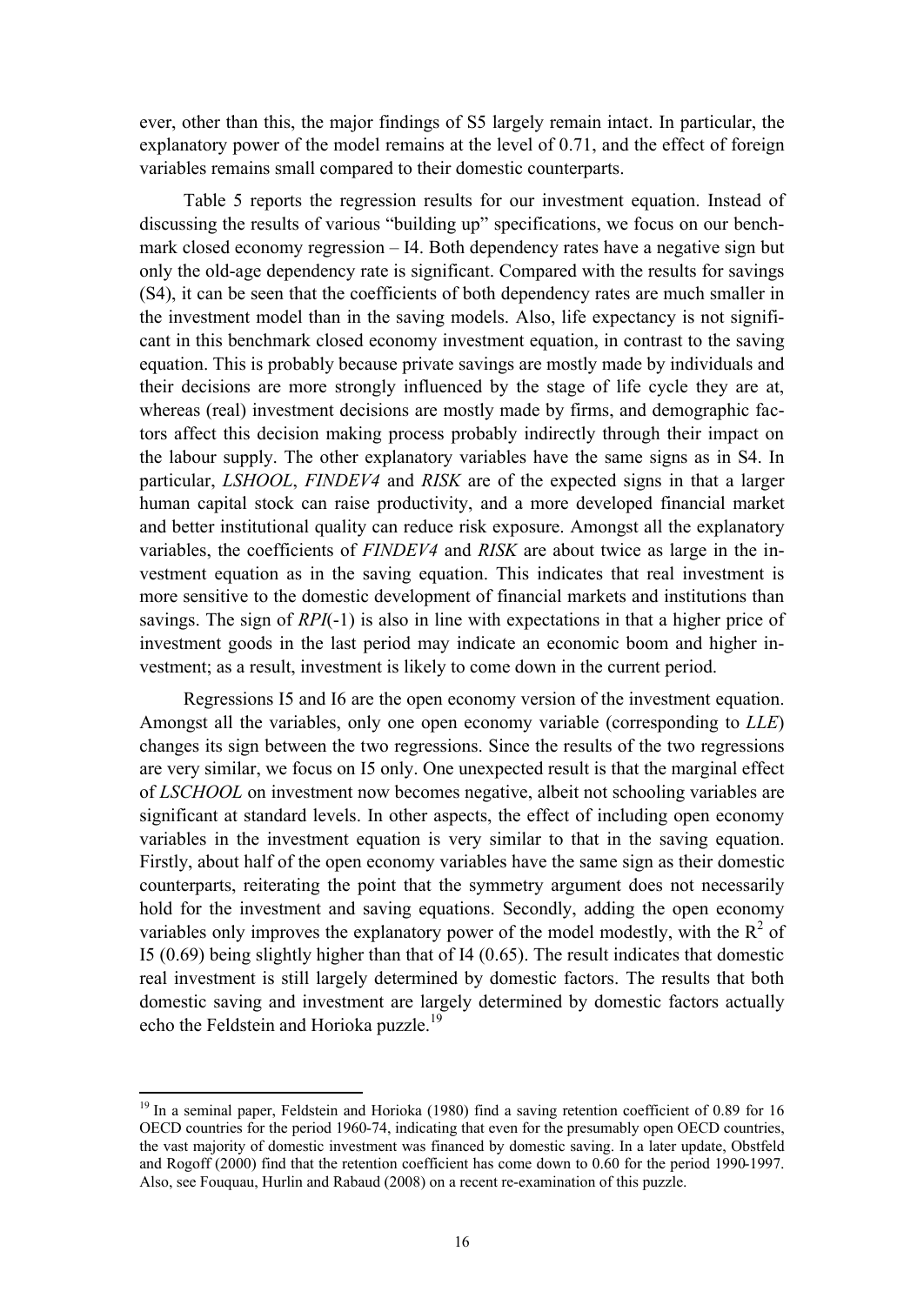ever, other than this, the major findings of S5 largely remain intact. In particular, the explanatory power of the model remains at the level of 0.71, and the effect of foreign variables remains small compared to their domestic counterparts.

Table 5 reports the regression results for our investment equation. Instead of discussing the results of various "building up" specifications, we focus on our benchmark closed economy regression – I4. Both dependency rates have a negative sign but only the old-age dependency rate is significant. Compared with the results for savings (S4), it can be seen that the coefficients of both dependency rates are much smaller in the investment model than in the saving models. Also, life expectancy is not significant in this benchmark closed economy investment equation, in contrast to the saving equation. This is probably because private savings are mostly made by individuals and their decisions are more strongly influenced by the stage of life cycle they are at, whereas (real) investment decisions are mostly made by firms, and demographic factors affect this decision making process probably indirectly through their impact on the labour supply. The other explanatory variables have the same signs as in S4. In particular, *LSHOOL*, *FINDEV4* and *RISK* are of the expected signs in that a larger human capital stock can raise productivity, and a more developed financial market and better institutional quality can reduce risk exposure. Amongst all the explanatory variables, the coefficients of *FINDEV4* and *RISK* are about twice as large in the investment equation as in the saving equation. This indicates that real investment is more sensitive to the domestic development of financial markets and institutions than savings. The sign of *RPI*(-1) is also in line with expectations in that a higher price of investment goods in the last period may indicate an economic boom and higher investment; as a result, investment is likely to come down in the current period.

Regressions I5 and I6 are the open economy version of the investment equation. Amongst all the variables, only one open economy variable (corresponding to *LLE*) changes its sign between the two regressions. Since the results of the two regressions are very similar, we focus on I5 only. One unexpected result is that the marginal effect of *LSCHOOL* on investment now becomes negative, albeit not schooling variables are significant at standard levels. In other aspects, the effect of including open economy variables in the investment equation is very similar to that in the saving equation. Firstly, about half of the open economy variables have the same sign as their domestic counterparts, reiterating the point that the symmetry argument does not necessarily hold for the investment and saving equations. Secondly, adding the open economy variables only improves the explanatory power of the model modestly, with the $R^2$ of I5 (0.69) being slightly higher than that of I4 (0.65). The result indicates that domestic real investment is still largely determined by domestic factors. The results that both domestic saving and investment are largely determined by domestic factors actually echo the Feldstein and Horioka puzzle.[19]

---

[19] In a seminal paper, Feldstein and Horioka (1980) find a saving retention coefficient of 0.89 for 16 OECD countries for the period 1960-74, indicating that even for the presumably open OECD countries, the vast majority of domestic investment was financed by domestic saving. In a later update, Obstfeld and Rogoff (2000) find that the retention coefficient has come down to 0.60 for the period 1990-1997. Also, see Fouquau, Hurlin and Rabaud (2008) on a recent re-examination of this puzzle.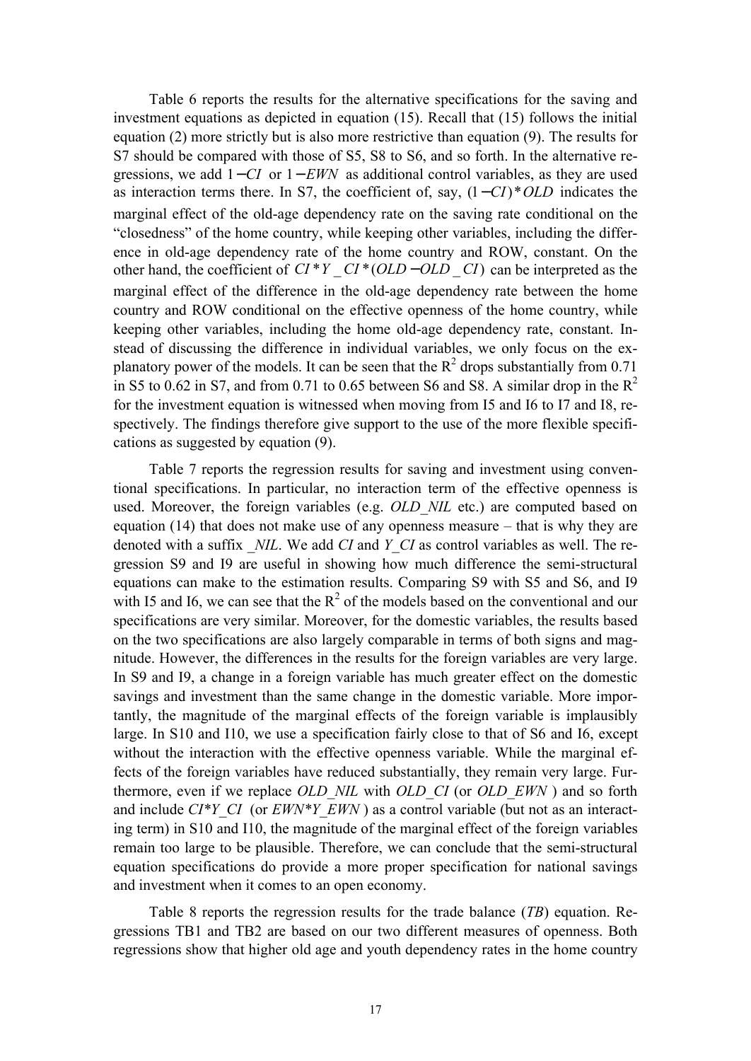Table 6 reports the results for the alternative specifications for the saving and investment equations as depicted in equation (15). Recall that (15) follows the initial equation (2) more strictly but is also more restrictive than equation (9). The results for S7 should be compared with those of S5, S8 to S6, and so forth. In the alternative regressions, we add $1-CI$ or $1-EWN$ as additional control variables, as they are used as interaction terms there. In S7, the coefficient of, say, $(1-CI)*OLD$ indicates the marginal effect of the old-age dependency rate on the saving rate conditional on the "closedness" of the home country, while keeping other variables, including the difference in old-age dependency rate of the home country and ROW, constant. On the other hand, the coefficient of $CI*Y\_CI*(OLD-OLD\_CI)$ can be interpreted as the marginal effect of the difference in the old-age dependency rate between the home country and ROW conditional on the effective openness of the home country, while keeping other variables, including the home old-age dependency rate, constant. Instead of discussing the difference in individual variables, we only focus on the explanatory power of the models. It can be seen that the $R^2$ drops substantially from 0.71 in S5 to 0.62 in S7, and from 0.71 to 0.65 between S6 and S8. A similar drop in the $R^2$ for the investment equation is witnessed when moving from I5 and I6 to I7 and I8, respectively. The findings therefore give support to the use of the more flexible specifications as suggested by equation (9).

Table 7 reports the regression results for saving and investment using conventional specifications. In particular, no interaction term of the effective openness is used. Moreover, the foreign variables (e.g. *OLD_NIL* etc.) are computed based on equation (14) that does not make use of any openness measure – that is why they are denoted with a suffix *_NIL*. We add *CI* and *Y_CI* as control variables as well. The regression S9 and I9 are useful in showing how much difference the semi-structural equations can make to the estimation results. Comparing S9 with S5 and S6, and I9 with I5 and I6, we can see that the $R^2$ of the models based on the conventional and our specifications are very similar. Moreover, for the domestic variables, the results based on the two specifications are also largely comparable in terms of both signs and magnitude. However, the differences in the results for the foreign variables are very large. In S9 and I9, a change in a foreign variable has much greater effect on the domestic savings and investment than the same change in the domestic variable. More importantly, the magnitude of the marginal effects of the foreign variable is implausibly large. In S10 and I10, we use a specification fairly close to that of S6 and I6, except without the interaction with the effective openness variable. While the marginal effects of the foreign variables have reduced substantially, they remain very large. Furthermore, even if we replace *OLD_NIL* with *OLD_CI* (or *OLD_EWN* ) and so forth and include *CI*Y_CI* (or *EWN*Y_EWN* ) as a control variable (but not as an interacting term) in S10 and I10, the magnitude of the marginal effect of the foreign variables remain too large to be plausible. Therefore, we can conclude that the semi-structural equation specifications do provide a more proper specification for national savings and investment when it comes to an open economy.

Table 8 reports the regression results for the trade balance (*TB*) equation. Regressions TB1 and TB2 are based on our two different measures of openness. Both regressions show that higher old age and youth dependency rates in the home country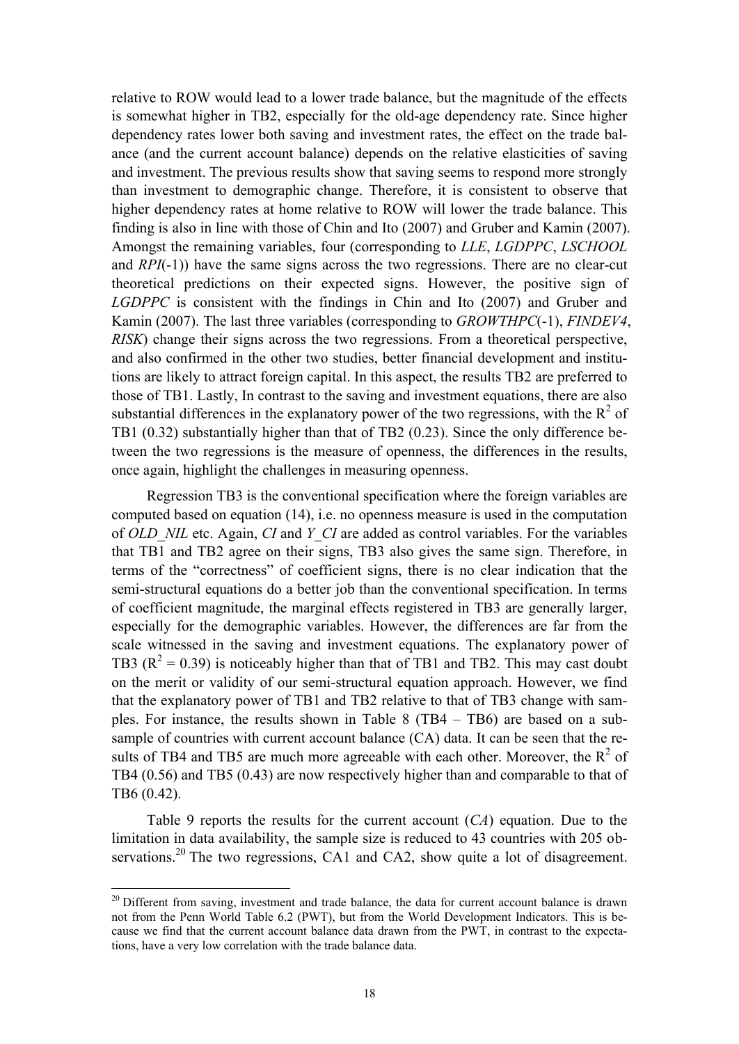relative to ROW would lead to a lower trade balance, but the magnitude of the effects is somewhat higher in TB2, especially for the old-age dependency rate. Since higher dependency rates lower both saving and investment rates, the effect on the trade balance (and the current account balance) depends on the relative elasticities of saving and investment. The previous results show that saving seems to respond more strongly than investment to demographic change. Therefore, it is consistent to observe that higher dependency rates at home relative to ROW will lower the trade balance. This finding is also in line with those of Chin and Ito (2007) and Gruber and Kamin (2007). Amongst the remaining variables, four (corresponding to *LLE*, *LGDPPC*, *LSCHOOL* and *RPI*(-1)) have the same signs across the two regressions. There are no clear-cut theoretical predictions on their expected signs. However, the positive sign of *LGDPPC* is consistent with the findings in Chin and Ito (2007) and Gruber and Kamin (2007). The last three variables (corresponding to *GROWTHPC*(-1), *FINDEV4*, *RISK*) change their signs across the two regressions. From a theoretical perspective, and also confirmed in the other two studies, better financial development and institutions are likely to attract foreign capital. In this aspect, the results TB2 are preferred to those of TB1. Lastly, In contrast to the saving and investment equations, there are also substantial differences in the explanatory power of the two regressions, with the $R^2$ of TB1 (0.32) substantially higher than that of TB2 (0.23). Since the only difference between the two regressions is the measure of openness, the differences in the results, once again, highlight the challenges in measuring openness.

Regression TB3 is the conventional specification where the foreign variables are computed based on equation (14), i.e. no openness measure is used in the computation of *OLD_NIL* etc. Again, *CI* and *Y_CI* are added as control variables. For the variables that TB1 and TB2 agree on their signs, TB3 also gives the same sign. Therefore, in terms of the "correctness" of coefficient signs, there is no clear indication that the semi-structural equations do a better job than the conventional specification. In terms of coefficient magnitude, the marginal effects registered in TB3 are generally larger, especially for the demographic variables. However, the differences are far from the scale witnessed in the saving and investment equations. The explanatory power of TB3 ($R^2 = 0.39$) is noticeably higher than that of TB1 and TB2. This may cast doubt on the merit or validity of our semi-structural equation approach. However, we find that the explanatory power of TB1 and TB2 relative to that of TB3 change with samples. For instance, the results shown in Table 8 (TB4 – TB6) are based on a subsample of countries with current account balance (CA) data. It can be seen that the results of TB4 and TB5 are much more agreeable with each other. Moreover, the $R^2$ of TB4 (0.56) and TB5 (0.43) are now respectively higher than and comparable to that of TB6 (0.42).

Table 9 reports the results for the current account (*CA*) equation. Due to the limitation in data availability, the sample size is reduced to 43 countries with 205 observations.[20] The two regressions, CA1 and CA2, show quite a lot of disagreement.

[20] Different from saving, investment and trade balance, the data for current account balance is drawn not from the Penn World Table 6.2 (PWT), but from the World Development Indicators. This is because we find that the current account balance data drawn from the PWT, in contrast to the expectations, have a very low correlation with the trade balance data.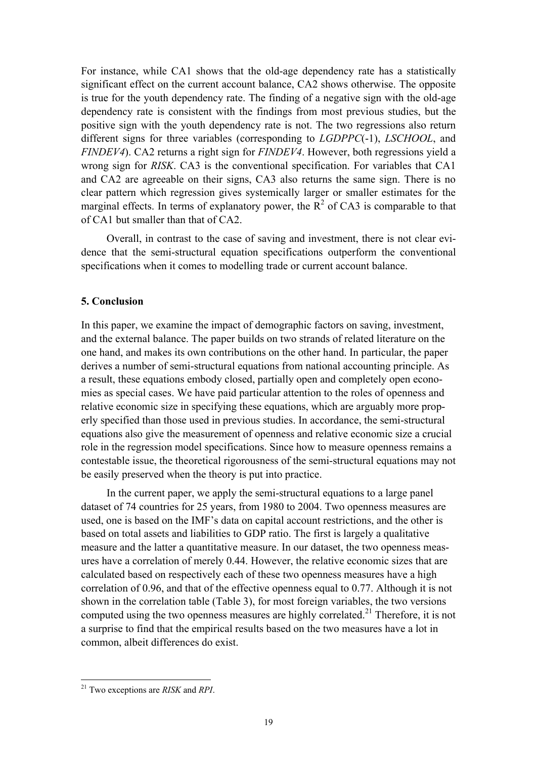For instance, while CA1 shows that the old-age dependency rate has a statistically significant effect on the current account balance, CA2 shows otherwise. The opposite is true for the youth dependency rate. The finding of a negative sign with the old-age dependency rate is consistent with the findings from most previous studies, but the positive sign with the youth dependency rate is not. The two regressions also return different signs for three variables (corresponding to *LGDPPC*(-1), *LSCHOOL*, and *FINDEV4*). CA2 returns a right sign for *FINDEV4*. However, both regressions yield a wrong sign for *RISK*. CA3 is the conventional specification. For variables that CA1 and CA2 are agreeable on their signs, CA3 also returns the same sign. There is no clear pattern which regression gives systemically larger or smaller estimates for the marginal effects. In terms of explanatory power, the $R^2$ of CA3 is comparable to that of CA1 but smaller than that of CA2.

Overall, in contrast to the case of saving and investment, there is not clear evidence that the semi-structural equation specifications outperform the conventional specifications when it comes to modelling trade or current account balance.

## 5. Conclusion

In this paper, we examine the impact of demographic factors on saving, investment, and the external balance. The paper builds on two strands of related literature on the one hand, and makes its own contributions on the other hand. In particular, the paper derives a number of semi-structural equations from national accounting principle. As a result, these equations embody closed, partially open and completely open economies as special cases. We have paid particular attention to the roles of openness and relative economic size in specifying these equations, which are arguably more properly specified than those used in previous studies. In accordance, the semi-structural equations also give the measurement of openness and relative economic size a crucial role in the regression model specifications. Since how to measure openness remains a contestable issue, the theoretical rigorousness of the semi-structural equations may not be easily preserved when the theory is put into practice.

In the current paper, we apply the semi-structural equations to a large panel dataset of 74 countries for 25 years, from 1980 to 2004. Two openness measures are used, one is based on the IMF's data on capital account restrictions, and the other is based on total assets and liabilities to GDP ratio. The first is largely a qualitative measure and the latter a quantitative measure. In our dataset, the two openness measures have a correlation of merely 0.44. However, the relative economic sizes that are calculated based on respectively each of these two openness measures have a high correlation of 0.96, and that of the effective openness equal to 0.77. Although it is not shown in the correlation table (Table 3), for most foreign variables, the two versions computed using the two openness measures are highly correlated.[21] Therefore, it is not a surprise to find that the empirical results based on the two measures have a lot in common, albeit differences do exist.

[21] Two exceptions are *RISK* and *RPI*.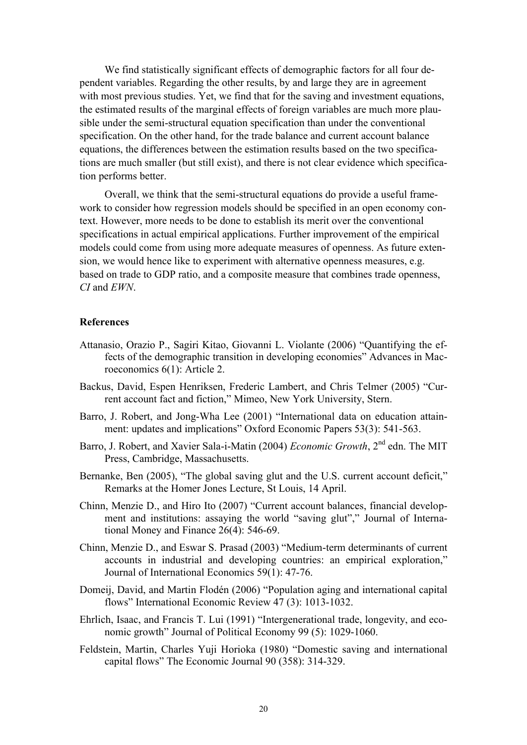We find statistically significant effects of demographic factors for all four dependent variables. Regarding the other results, by and large they are in agreement with most previous studies. Yet, we find that for the saving and investment equations, the estimated results of the marginal effects of foreign variables are much more plausible under the semi-structural equation specification than under the conventional specification. On the other hand, for the trade balance and current account balance equations, the differences between the estimation results based on the two specifications are much smaller (but still exist), and there is not clear evidence which specification performs better.

Overall, we think that the semi-structural equations do provide a useful framework to consider how regression models should be specified in an open economy context. However, more needs to be done to establish its merit over the conventional specifications in actual empirical applications. Further improvement of the empirical models could come from using more adequate measures of openness. As future extension, we would hence like to experiment with alternative openness measures, e.g. based on trade to GDP ratio, and a composite measure that combines trade openness, *CI* and *EWN*.

## References

Attanasio, Orazio P., Sagiri Kitao, Giovanni L. Violante (2006) "Quantifying the effects of the demographic transition in developing economies" Advances in Macroeconomics 6(1): Article 2.

Backus, David, Espen Henriksen, Frederic Lambert, and Chris Telmer (2005) "Current account fact and fiction," Mimeo, New York University, Stern.

Barro, J. Robert, and Jong-Wha Lee (2001) "International data on education attainment: updates and implications" Oxford Economic Papers 53(3): 541-563.

Barro, J. Robert, and Xavier Sala-i-Matin (2004) *Economic Growth*, 2nd edn. The MIT Press, Cambridge, Massachusetts.

Bernanke, Ben (2005), "The global saving glut and the U.S. current account deficit," Remarks at the Homer Jones Lecture, St Louis, 14 April.

Chinn, Menzie D., and Hiro Ito (2007) "Current account balances, financial development and institutions: assaying the world "saving glut"," Journal of International Money and Finance 26(4): 546-69.

Chinn, Menzie D., and Eswar S. Prasad (2003) "Medium-term determinants of current accounts in industrial and developing countries: an empirical exploration," Journal of International Economics 59(1): 47-76.

Domeij, David, and Martin Flodén (2006) "Population aging and international capital flows" International Economic Review 47 (3): 1013-1032.

Ehrlich, Isaac, and Francis T. Lui (1991) "Intergenerational trade, longevity, and economic growth" Journal of Political Economy 99 (5): 1029-1060.

Feldstein, Martin, Charles Yuji Horioka (1980) "Domestic saving and international capital flows" The Economic Journal 90 (358): 314-329.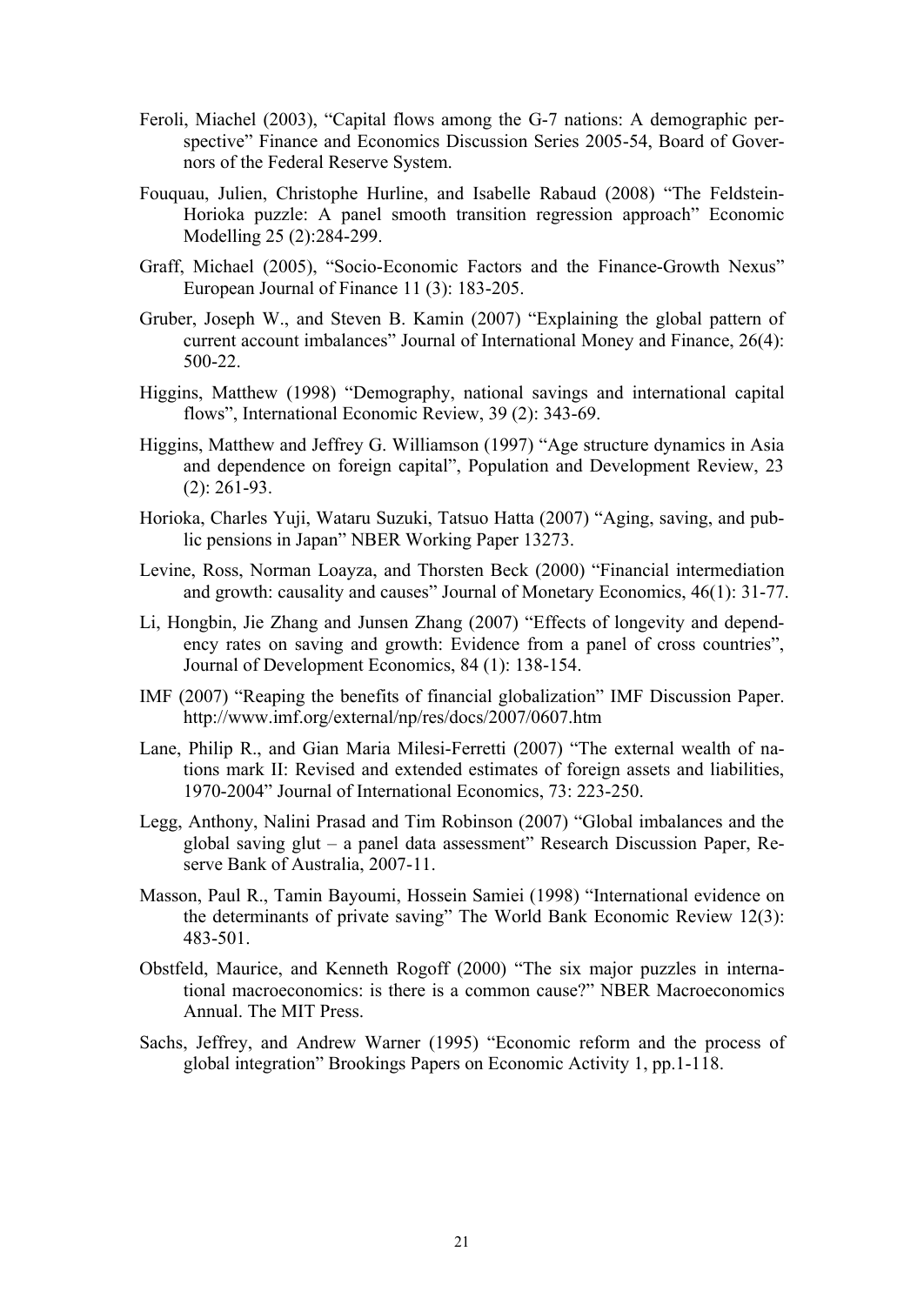Feroli, Miachel (2003), "Capital flows among the G-7 nations: A demographic perspective" Finance and Economics Discussion Series 2005-54, Board of Governors of the Federal Reserve System.

Fouquau, Julien, Christophe Hurline, and Isabelle Rabaud (2008) "The Feldstein-Horioka puzzle: A panel smooth transition regression approach" Economic Modelling 25 (2):284-299.

Graff, Michael (2005), "Socio-Economic Factors and the Finance-Growth Nexus" European Journal of Finance 11 (3): 183-205.

Gruber, Joseph W., and Steven B. Kamin (2007) "Explaining the global pattern of current account imbalances" Journal of International Money and Finance, 26(4): 500-22.

Higgins, Matthew (1998) "Demography, national savings and international capital flows", International Economic Review, 39 (2): 343-69.

Higgins, Matthew and Jeffrey G. Williamson (1997) "Age structure dynamics in Asia and dependence on foreign capital", Population and Development Review, 23 (2): 261-93.

Horioka, Charles Yuji, Wataru Suzuki, Tatsuo Hatta (2007) "Aging, saving, and public pensions in Japan" NBER Working Paper 13273.

Levine, Ross, Norman Loayza, and Thorsten Beck (2000) "Financial intermediation and growth: causality and causes" Journal of Monetary Economics, 46(1): 31-77.

Li, Hongbin, Jie Zhang and Junsen Zhang (2007) "Effects of longevity and dependency rates on saving and growth: Evidence from a panel of cross countries", Journal of Development Economics, 84 (1): 138-154.

IMF (2007) "Reaping the benefits of financial globalization" IMF Discussion Paper. http://www.imf.org/external/np/res/docs/2007/0607.htm

Lane, Philip R., and Gian Maria Milesi-Ferretti (2007) "The external wealth of nations mark II: Revised and extended estimates of foreign assets and liabilities, 1970-2004" Journal of International Economics, 73: 223-250.

Legg, Anthony, Nalini Prasad and Tim Robinson (2007) "Global imbalances and the global saving glut – a panel data assessment" Research Discussion Paper, Reserve Bank of Australia, 2007-11.

Masson, Paul R., Tamin Bayoumi, Hossein Samiei (1998) "International evidence on the determinants of private saving" The World Bank Economic Review 12(3): 483-501.

Obstfeld, Maurice, and Kenneth Rogoff (2000) "The six major puzzles in international macroeconomics: is there is a common cause?" NBER Macroeconomics Annual. The MIT Press.

Sachs, Jeffrey, and Andrew Warner (1995) "Economic reform and the process of global integration" Brookings Papers on Economic Activity 1, pp.1-118.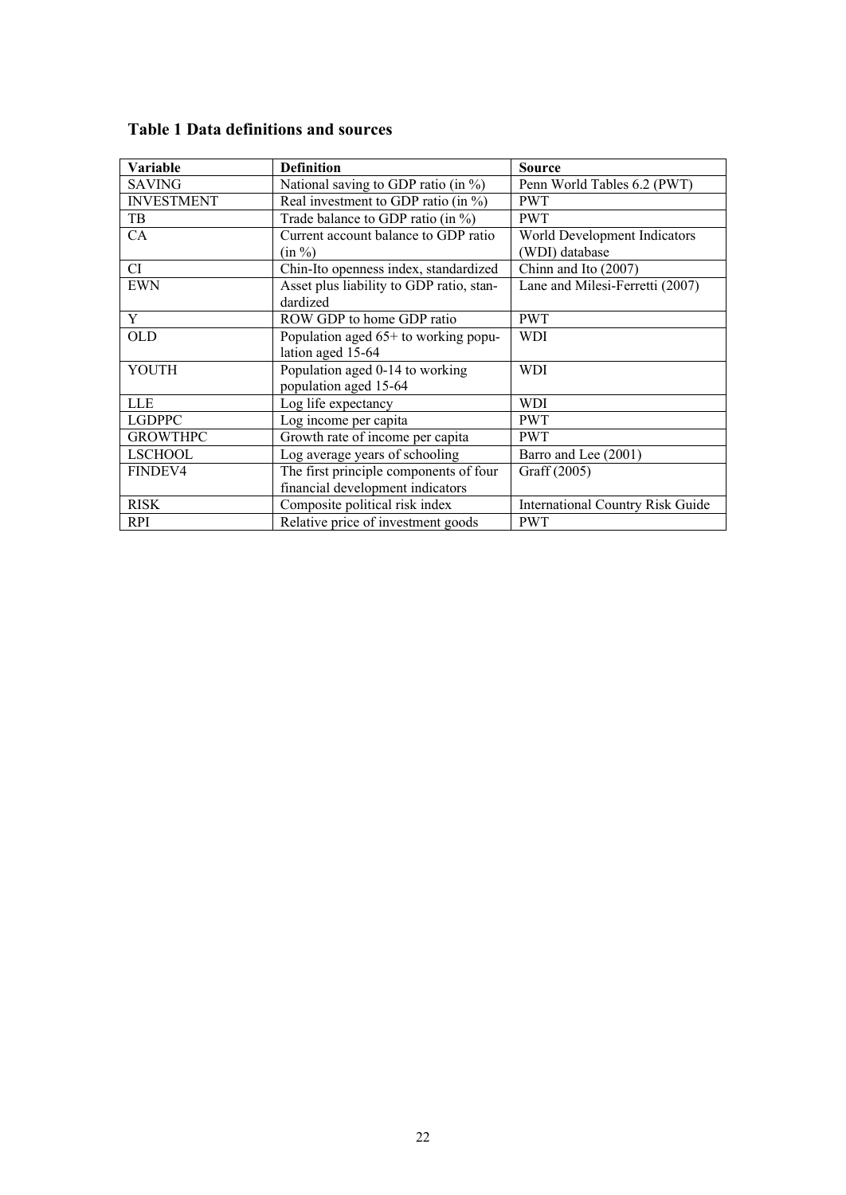**Table 1 Data definitions and sources**

| Variable | Definition | Source |
|---|---|---|
| SAVING | National saving to GDP ratio (in %) | Penn World Tables 6.2 (PWT) |
| INVESTMENT | Real investment to GDP ratio (in %) | PWT |
| TB | Trade balance to GDP ratio (in %) | PWT |
| CA | Current account balance to GDP ratio (in %) | World Development Indicators (WDI) database |
| CI | Chin-Ito openness index, standardized | Chinn and Ito (2007) |
| EWN | Asset plus liability to GDP ratio, standardized | Lane and Milesi-Ferretti (2007) |
| Y | ROW GDP to home GDP ratio | PWT |
| OLD | Population aged 65+ to working population aged 15-64 | WDI |
| YOUTH | Population aged 0-14 to working population aged 15-64 | WDI |
| LLE | Log life expectancy | WDI |
| LGDPPC | Log income per capita | PWT |
| GROWTHPC | Growth rate of income per capita | PWT |
| LSCHOOL | Log average years of schooling | Barro and Lee (2001) |
| FINDEV4 | The first principle components of four financial development indicators | Graff (2005) |
| RISK | Composite political risk index | International Country Risk Guide |
| RPI | Relative price of investment goods | PWT |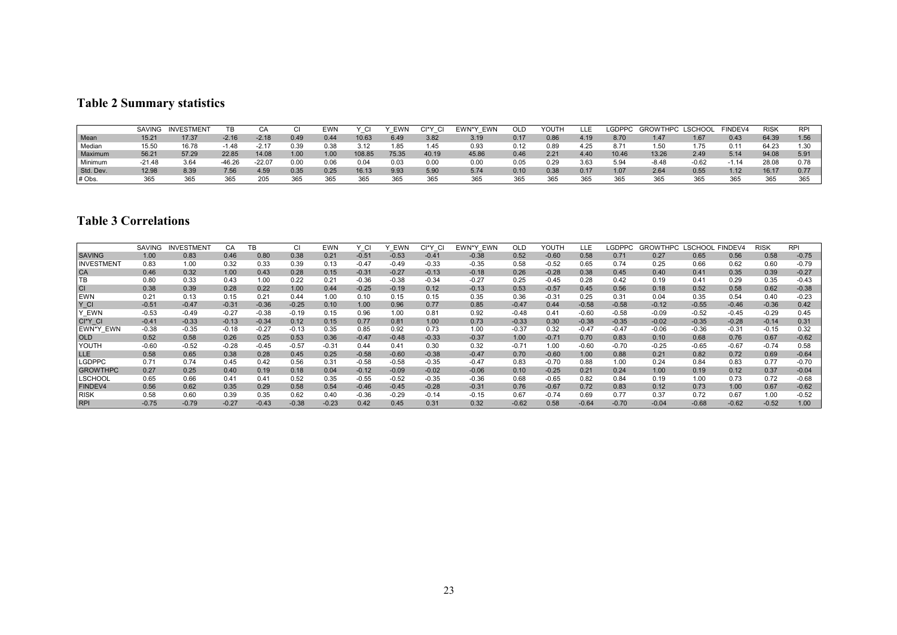## Table 2 Summary statistics

| | SAVING | INVESTMENT | TB | CA | CI | EWN | Y_CI | Y_EWN | CI*Y_CI | EWN*Y_EWN | OLD | YOUTH | LLE | LGDPPC | GROWTHPC | LSCHOOL | FINDEV4 | RISK | RPI |
|---|---|---|---|---|---|---|---|---|---|---|---|---|---|---|---|---|---|---|---|
| Mean | 15.21 | 17.37 | -2.16 | -2.18 | 0.49 | 0.44 | 10.63 | 6.49 | 3.82 | 3.19 | 0.17 | 0.86 | 4.19 | 8.70 | 1.47 | 1.67 | 0.43 | 64.39 | 1.56 |
| Median | 15.50 | 16.78 | -1.48 | -2.17 | 0.39 | 0.38 | 3.12 | 1.85 | 1.45 | 0.93 | 0.12 | 0.89 | 4.25 | 8.71 | 1.50 | 1.75 | 0.11 | 64.23 | 1.30 |
| Maximum | 56.21 | 57.29 | 22.85 | 14.08 | 1.00 | 1.00 | 108.85 | 75.35 | 40.19 | 45.86 | 0.46 | 2.21 | 4.40 | 10.46 | 13.26 | 2.49 | 5.14 | 94.08 | 5.91 |
| Minimum | -21.48 | 3.64 | -46.26 | -22.07 | 0.00 | 0.06 | 0.04 | 0.03 | 0.00 | 0.00 | 0.05 | 0.29 | 3.63 | 5.94 | -8.48 | -0.62 | -1.14 | 28.08 | 0.78 |
| Std. Dev. | 12.98 | 8.39 | 7.56 | 4.59 | 0.35 | 0.25 | 16.13 | 9.93 | 5.90 | 5.74 | 0.10 | 0.38 | 0.17 | 1.07 | 2.64 | 0.55 | 1.12 | 16.17 | 0.77 |
| # Obs. | 365 | 365 | 365 | 205 | 365 | 365 | 365 | 365 | 365 | 365 | 365 | 365 | 365 | 365 | 365 | 365 | 365 | 365 | 365 |

## Table 3 Correlations

| | SAVING | INVESTMENT | CA | TB | CI | EWN | Y_CI | Y_EWN | CI*Y_CI | EWN*Y_EWN | OLD | YOUTH | LLE | LGDPPC | GROWTHPC | LSCHOOL | FINDEV4 | RISK | RPI |
|---|---|---|---|---|---|---|---|---|---|---|---|---|---|---|---|---|---|---|---|
| SAVING | 1.00 | 0.83 | 0.46 | 0.80 | 0.38 | 0.21 | -0.51 | -0.53 | -0.41 | -0.38 | 0.52 | -0.60 | 0.58 | 0.71 | 0.27 | 0.65 | 0.56 | 0.58 | -0.75 |
| INVESTMENT | 0.83 | 1.00 | 0.32 | 0.33 | 0.39 | 0.13 | -0.47 | -0.49 | -0.33 | -0.35 | 0.58 | -0.52 | 0.65 | 0.74 | 0.25 | 0.66 | 0.62 | 0.60 | -0.79 |
| CA | 0.46 | 0.32 | 1.00 | 0.43 | 0.28 | 0.15 | -0.31 | -0.27 | -0.13 | -0.18 | 0.26 | -0.28 | 0.38 | 0.45 | 0.40 | 0.41 | 0.35 | 0.39 | -0.27 |
| TB | 0.80 | 0.33 | 0.43 | 1.00 | 0.22 | 0.21 | -0.36 | -0.38 | -0.34 | -0.27 | 0.25 | -0.45 | 0.28 | 0.42 | 0.19 | 0.41 | 0.29 | 0.35 | -0.43 |
| CI | 0.38 | 0.39 | 0.28 | 0.22 | 1.00 | 0.44 | -0.25 | -0.19 | 0.12 | -0.13 | 0.53 | -0.57 | 0.45 | 0.56 | 0.18 | 0.52 | 0.58 | 0.62 | -0.38 |
| EWN | 0.21 | 0.13 | 0.15 | 0.21 | 0.44 | 1.00 | 0.10 | 0.15 | 0.15 | 0.35 | 0.36 | -0.31 | 0.25 | 0.31 | 0.04 | 0.35 | 0.54 | 0.40 | -0.23 |
| Y_CI | -0.51 | -0.47 | -0.31 | -0.36 | -0.25 | 0.10 | 1.00 | 0.96 | 0.77 | 0.85 | -0.47 | 0.44 | -0.58 | -0.58 | -0.12 | -0.55 | -0.46 | -0.36 | 0.42 |
| Y_EWN | -0.53 | -0.49 | -0.27 | -0.38 | -0.19 | 0.15 | 0.96 | 1.00 | 0.81 | 0.92 | -0.48 | 0.41 | -0.60 | -0.58 | -0.09 | -0.52 | -0.45 | -0.29 | 0.45 |
| CI*Y_CI | -0.41 | -0.33 | -0.13 | -0.34 | 0.12 | 0.15 | 0.77 | 0.81 | 1.00 | 0.73 | -0.33 | 0.30 | -0.38 | -0.35 | -0.02 | -0.35 | -0.28 | -0.14 | 0.31 |
| EWN*Y_EWN | -0.38 | -0.35 | -0.18 | -0.27 | -0.13 | 0.35 | 0.85 | 0.92 | 0.73 | 1.00 | -0.37 | 0.32 | -0.47 | -0.47 | -0.06 | -0.36 | -0.31 | -0.15 | 0.32 |
| OLD | 0.52 | 0.58 | 0.26 | 0.25 | 0.53 | 0.36 | -0.47 | -0.48 | -0.33 | -0.37 | 1.00 | -0.71 | 0.70 | 0.83 | 0.10 | 0.68 | 0.76 | 0.67 | -0.62 |
| YOUTH | -0.60 | -0.52 | -0.28 | -0.45 | -0.57 | -0.31 | 0.44 | 0.41 | 0.30 | 0.32 | -0.71 | 1.00 | -0.60 | -0.70 | -0.25 | -0.65 | -0.67 | -0.74 | 0.58 |
| LLE | 0.58 | 0.65 | 0.38 | 0.28 | 0.45 | 0.25 | -0.58 | -0.60 | -0.38 | -0.47 | 0.70 | -0.60 | 1.00 | 0.88 | 0.21 | 0.82 | 0.72 | 0.69 | -0.64 |
| LGDPPC | 0.71 | 0.74 | 0.45 | 0.42 | 0.56 | 0.31 | -0.58 | -0.58 | -0.35 | -0.47 | 0.83 | -0.70 | 0.88 | 1.00 | 0.24 | 0.84 | 0.83 | 0.77 | -0.70 |
| GROWTHPC | 0.27 | 0.25 | 0.40 | 0.19 | 0.18 | 0.04 | -0.12 | -0.09 | -0.02 | -0.06 | 0.10 | -0.25 | 0.21 | 0.24 | 1.00 | 0.19 | 0.12 | 0.37 | -0.04 |
| LSCHOOL | 0.65 | 0.66 | 0.41 | 0.41 | 0.52 | 0.35 | -0.55 | -0.52 | -0.35 | -0.36 | 0.68 | -0.65 | 0.82 | 0.84 | 0.19 | 1.00 | 0.73 | 0.72 | -0.68 |
| FINDEV4 | 0.56 | 0.62 | 0.35 | 0.29 | 0.58 | 0.54 | -0.46 | -0.45 | -0.28 | -0.31 | 0.76 | -0.67 | 0.72 | 0.83 | 0.12 | 0.73 | 1.00 | 0.67 | -0.62 |
| RISK | 0.58 | 0.60 | 0.39 | 0.35 | 0.62 | 0.40 | -0.36 | -0.29 | -0.14 | -0.15 | 0.67 | -0.74 | 0.69 | 0.77 | 0.37 | 0.72 | 0.67 | 1.00 | -0.52 |
| RPI | -0.75 | -0.79 | -0.27 | -0.43 | -0.38 | -0.23 | 0.42 | 0.45 | 0.31 | 0.32 | -0.62 | 0.58 | -0.64 | -0.70 | -0.04 | -0.68 | -0.62 | -0.52 | 1.00 |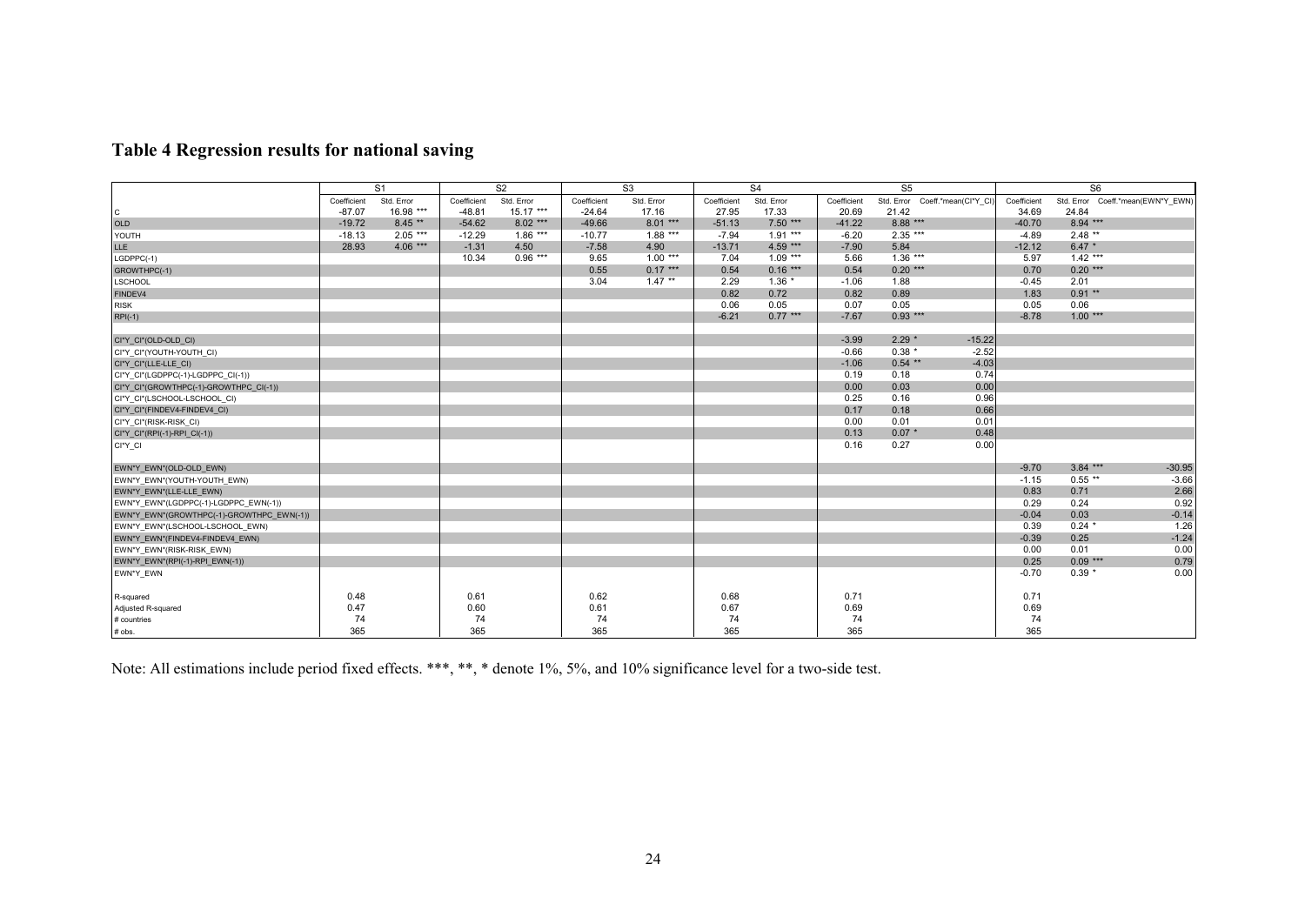# Table 4 Regression results for national saving

| | S1 | | S2 | | S3 | | S4 | | S5 | | | S6 | | |
|---|---|---|---|---|---|---|---|---|---|---|---|---|---|---|
| | Coefficient | Std. Error | Coefficient | Std. Error | Coefficient | Std. Error | Coefficient | Std. Error | Coefficient | Std. Error | Coeff.*mean(CI*Y_CI) | Coefficient | Std. Error | Coeff.*mean(EWN*Y_EWN) |
| C | -87.07 | 16.98 *** | -48.81 | 15.17 *** | -24.64 | 17.16 | 27.95 | 17.33 | 20.69 | 21.42 | | 34.69 | 24.84 | |
| OLD | -19.72 | 8.45 ** | -54.62 | 8.02 *** | -49.66 | 8.01 *** | -51.13 | 7.50 *** | -41.22 | 8.88 *** | | -40.70 | 8.94 *** | |
| YOUTH | -18.13 | 2.05 *** | -12.29 | 1.86 *** | -10.77 | 1.88 *** | -7.94 | 1.91 *** | -6.20 | 2.35 *** | | -4.89 | 2.48 ** | |
| LLE | 28.93 | 4.06 *** | -1.31 | 4.50 | -7.58 | 4.90 | -13.71 | 4.59 *** | -7.90 | 5.84 | | -12.12 | 6.47 * | |
| LGDPPC(-1) | | | 10.34 | 0.96 *** | 9.65 | 1.00 *** | 7.04 | 1.09 *** | 5.66 | 1.36 *** | | 5.97 | 1.42 *** | |
| GROWTHPC(-1) | | | | | 0.55 | 0.17 *** | 0.54 | 0.16 *** | 0.54 | 0.20 *** | | 0.70 | 0.20 *** | |
| LSCHOOL | | | | | 3.04 | 1.47 ** | 2.29 | 1.36 * | -1.06 | 1.88 | | -0.45 | 2.01 | |
| FINDEV4 | | | | | | | 0.82 | 0.72 | 0.82 | 0.89 | | 1.83 | 0.91 ** | |
| RISK | | | | | | | 0.06 | 0.05 | 0.07 | 0.05 | | 0.05 | 0.06 | |
| RPI(-1) | | | | | | | -6.21 | 0.77 *** | -7.67 | 0.93 *** | | -8.78 | 1.00 *** | |
| CI*Y_CI*(OLD-OLD_CI) | | | | | | | | | -3.99 | 2.29 * | -15.22 | | | |
| CI*Y_CI*(YOUTH-YOUTH_CI) | | | | | | | | | -0.66 | 0.38 * | -2.52 | | | |
| CI*Y_CI*(LLE-LLE_CI) | | | | | | | | | -1.06 | 0.54 ** | -4.03 | | | |
| CI*Y_CI*(LGDPPC(-1)-LGDPPC_CI(-1)) | | | | | | | | | 0.19 | 0.18 | 0.74 | | | |
| CI*Y_CI*(GROWTHPC(-1)-GROWTHPC_CI(-1)) | | | | | | | | | 0.00 | 0.03 | 0.00 | | | |
| CI*Y_CI*(LSCHOOL-LSCHOOL_CI) | | | | | | | | | 0.25 | 0.16 | 0.96 | | | |
| CI*Y_CI*(FINDEV4-FINDEV4_CI) | | | | | | | | | 0.17 | 0.18 | 0.66 | | | |
| CI*Y_CI*(RISK-RISK_CI) | | | | | | | | | 0.00 | 0.01 | 0.01 | | | |
| CI*Y_CI*(RPI(-1)-RPI_CI(-1)) | | | | | | | | | 0.13 | 0.07 * | 0.48 | | | |
| CI*Y_CI | | | | | | | | | 0.16 | 0.27 | 0.00 | | | |
| EWN*Y_EWN*(OLD-OLD_EWN) | | | | | | | | | | | | -9.70 | 3.84 *** | -30.95 |
| EWN*Y_EWN*(YOUTH-YOUTH_EWN) | | | | | | | | | | | | -1.15 | 0.55 ** | -3.66 |
| EWN*Y_EWN*(LLE-LLE_EWN) | | | | | | | | | | | | 0.83 | 0.71 | 2.66 |
| EWN*Y_EWN*(LGDPPC(-1)-LGDPPC_EWN(-1)) | | | | | | | | | | | | 0.29 | 0.24 | 0.92 |
| EWN*Y_EWN*(GROWTHPC(-1)-GROWTHPC_EWN(-1)) | | | | | | | | | | | | -0.04 | 0.03 | -0.14 |
| EWN*Y_EWN*(LSCHOOL-LSCHOOL_EWN) | | | | | | | | | | | | 0.39 | 0.24 * | 1.26 |
| EWN*Y_EWN*(FINDEV4-FINDEV4_EWN) | | | | | | | | | | | | -0.39 | 0.25 | -1.24 |
| EWN*Y_EWN*(RISK-RISK_EWN) | | | | | | | | | | | | 0.00 | 0.01 | 0.00 |
| EWN*Y_EWN*(RPI(-1)-RPI_EWN(-1)) | | | | | | | | | | | | 0.25 | 0.09 *** | 0.79 |
| EWN*Y_EWN | | | | | | | | | | | | -0.70 | 0.39 * | 0.00 |
| R-squared | 0.48 | | 0.61 | | 0.62 | | 0.68 | | 0.71 | | | 0.71 | | |
| Adjusted R-squared | 0.47 | | 0.60 | | 0.61 | | 0.67 | | 0.69 | | | 0.69 | | |
| # countries | 74 | | 74 | | 74 | | 74 | | 74 | | | 74 | | |
| # obs. | 365 | | 365 | | 365 | | 365 | | 365 | | | 365 | | |

Note: All estimations include period fixed effects. ***, **, * denote 1%, 5%, and 10% significance level for a two-side test.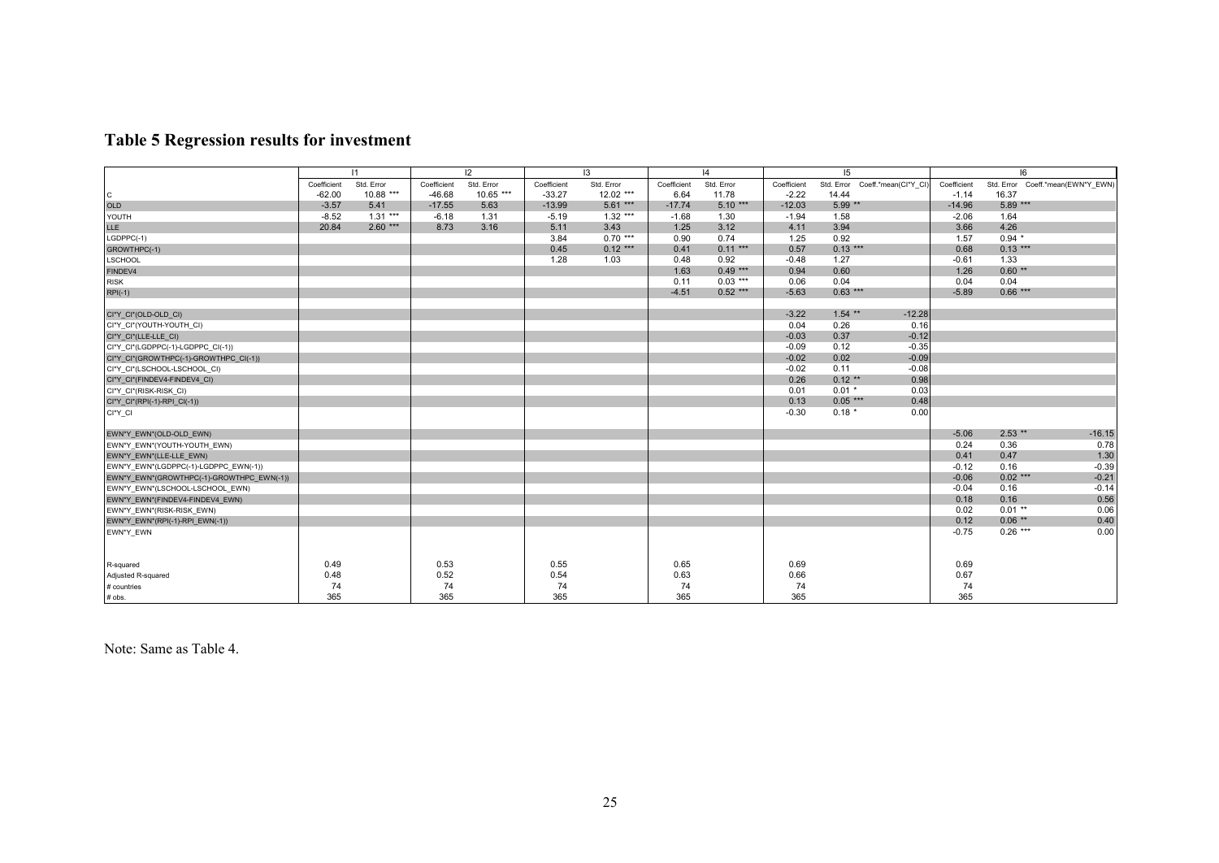# Table 5 Regression results for investment

| | I1 | | I2 | | I3 | | I4 | | I5 | | | I6 | | |
|---|---|---|---|---|---|---|---|---|---|---|---|---|---|---|
| | Coefficient | Std. Error | Coefficient | Std. Error | Coefficient | Std. Error | Coefficient | Std. Error | Coefficient | Std. Error | Coeff.*mean(CI*Y_CI) | Coefficient | Std. Error | Coeff.*mean(EWN*Y_EWN) |
| C | -62.00 | 10.88 *** | -46.68 | 10.65 *** | -33.27 | 12.02 *** | 6.64 | 11.78 | -2.22 | 14.44 | | -1.14 | 16.37 | |
| OLD | -3.57 | 5.41 | -17.55 | 5.63 | -13.99 | 5.61 *** | -17.74 | 5.10 *** | -12.03 | 5.99 ** | | -14.96 | 5.89 *** | |
| YOUTH | -8.52 | 1.31 *** | -6.18 | 1.31 | -5.19 | 1.32 *** | -1.68 | 1.30 | -1.94 | 1.58 | | -2.06 | 1.64 | |
| LLE | 20.84 | 2.60 *** | 8.73 | 3.16 | 5.11 | 3.43 | 1.25 | 3.12 | 4.11 | 3.94 | | 3.66 | 4.26 | |
| LGDPPC(-1) | | | | | 3.84 | 0.70 *** | 0.90 | 0.74 | 1.25 | 0.92 | | 1.57 | 0.94 * | |
| GROWTHPC(-1) | | | | | 0.45 | 0.12 *** | 0.41 | 0.11 *** | 0.57 | 0.13 *** | | 0.68 | 0.13 *** | |
| LSCHOOL | | | | | 1.28 | 1.03 | 0.48 | 0.92 | -0.48 | 1.27 | | -0.61 | 1.33 | |
| FINDEV4 | | | | | | | 1.63 | 0.49 *** | 0.94 | 0.60 | | 1.26 | 0.60 ** | |
| RISK | | | | | | | 0.11 | 0.03 *** | 0.06 | 0.04 | | 0.04 | 0.04 | |
| RPI(-1) | | | | | | | -4.51 | 0.52 *** | -5.63 | 0.63 *** | | -5.89 | 0.66 *** | |
| CI*Y_CI*(OLD-OLD_CI) | | | | | | | | | -3.22 | 1.54 ** | -12.28 | | | |
| CI*Y_CI*(YOUTH-YOUTH_CI) | | | | | | | | | 0.04 | 0.26 | 0.16 | | | |
| CI*Y_CI*(LLE-LLE_CI) | | | | | | | | | -0.03 | 0.37 | -0.12 | | | |
| CI*Y_CI*(LGDPPC(-1)-LGDPPC_CI(-1)) | | | | | | | | | -0.09 | 0.12 | -0.35 | | | |
| CI*Y_CI*(GROWTHPC(-1)-GROWTHPC_CI(-1)) | | | | | | | | | -0.02 | 0.02 | -0.09 | | | |
| CI*Y_CI*(LSCHOOL-LSCHOOL_CI) | | | | | | | | | -0.02 | 0.11 | -0.08 | | | |
| CI*Y_CI*(FINDEV4-FINDEV4_CI) | | | | | | | | | 0.26 | 0.12 ** | 0.98 | | | |
| CI*Y_CI*(RISK-RISK_CI) | | | | | | | | | 0.01 | 0.01 * | 0.03 | | | |
| CI*Y_CI*(RPI(-1)-RPI_CI(-1)) | | | | | | | | | 0.13 | 0.05 *** | 0.48 | | | |
| CI*Y_CI | | | | | | | | | -0.30 | 0.18 * | 0.00 | | | |
| EWN*Y_EWN*(OLD-OLD_EWN) | | | | | | | | | | | | -5.06 | 2.53 ** | -16.15 |
| EWN*Y_EWN*(YOUTH-YOUTH_EWN) | | | | | | | | | | | | 0.24 | 0.36 | 0.78 |
| EWN*Y_EWN*(LLE-LLE_EWN) | | | | | | | | | | | | 0.41 | 0.47 | 1.30 |
| EWN*Y_EWN*(LGDPPC(-1)-LGDPPC_EWN(-1)) | | | | | | | | | | | | -0.12 | 0.16 | -0.39 |
| EWN*Y_EWN*(GROWTHPC(-1)-GROWTHPC_EWN(-1)) | | | | | | | | | | | | -0.06 | 0.02 *** | -0.21 |
| EWN*Y_EWN*(LSCHOOL-LSCHOOL_EWN) | | | | | | | | | | | | -0.04 | 0.16 | -0.14 |
| EWN*Y_EWN*(FINDEV4-FINDEV4_EWN) | | | | | | | | | | | | 0.18 | 0.16 | 0.56 |
| EWN*Y_EWN*(RISK-RISK_EWN) | | | | | | | | | | | | 0.02 | 0.01 ** | 0.06 |
| EWN*Y_EWN*(RPI(-1)-RPI_EWN(-1)) | | | | | | | | | | | | 0.12 | 0.06 ** | 0.40 |
| EWN*Y_EWN | | | | | | | | | | | | -0.75 | 0.26 *** | 0.00 |
| R-squared | 0.49 | | 0.53 | | 0.55 | | 0.65 | | 0.69 | | | 0.69 | | |
| Adjusted R-squared | 0.48 | | 0.52 | | 0.54 | | 0.63 | | 0.66 | | | 0.67 | | |
| # countries | 74 | | 74 | | 74 | | 74 | | 74 | | | 74 | | |
| # obs. | 365 | | 365 | | 365 | | 365 | | 365 | | | 365 | | |

Note: Same as Table 4.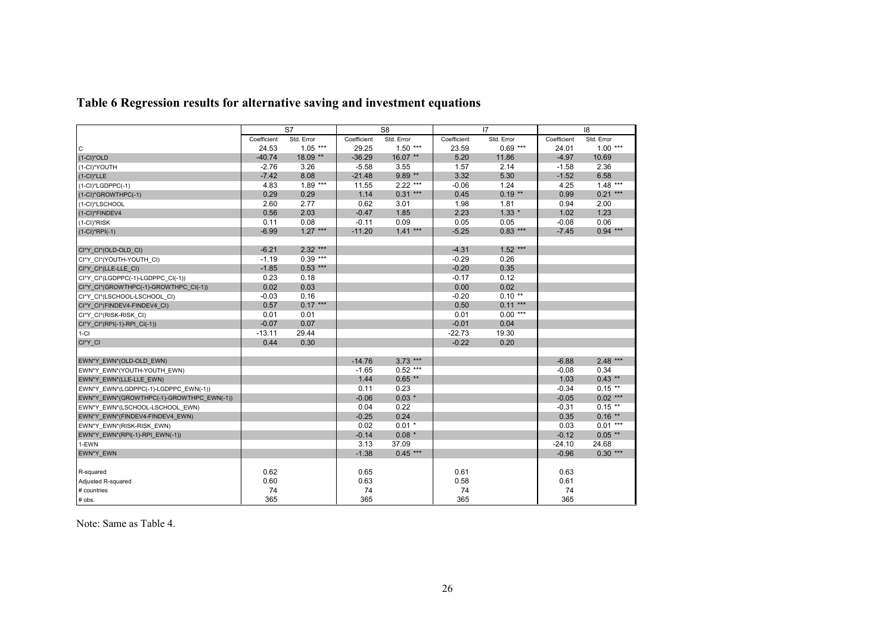## Table 6 Regression results for alternative saving and investment equations

| | S7 | | S8 | | I7 | | I8 | |
|---|---|---|---|---|---|---|---|---|
| | Coefficient | Std. Error | Coefficient | Std. Error | Coefficient | Std. Error | Coefficient | Std. Error |
| C | 24.53 | 1.05 *** | 29.25 | 1.50 *** | 23.59 | 0.69 *** | 24.01 | 1.00 *** |
| (1-CI)*OLD | -40.74 | 18.09 ** | -36.29 | 16.07 ** | 5.20 | 11.86 | -4.97 | 10.69 |
| (1-CI)*YOUTH | -2.76 | 3.26 | -5.58 | 3.55 | 1.57 | 2.14 | -1.58 | 2.36 |
| (1-CI)*LLE | -7.42 | 8.08 | -21.48 | 9.89 ** | 3.32 | 5.30 | -1.52 | 6.58 |
| (1-CI)*LGDPPC(-1) | 4.83 | 1.89 *** | 11.55 | 2.22 *** | -0.06 | 1.24 | 4.25 | 1.48 *** |
| (1-CI)*GROWTHPC(-1) | 0.29 | 0.29 | 1.14 | 0.31 *** | 0.45 | 0.19 ** | 0.99 | 0.21 *** |
| (1-CI)*LSCHOOL | 2.60 | 2.77 | 0.62 | 3.01 | 1.98 | 1.81 | 0.94 | 2.00 |
| (1-CI)*FINDEV4 | 0.56 | 2.03 | -0.47 | 1.85 | 2.23 | 1.33 * | 1.02 | 1.23 |
| (1-CI)*RISK | 0.11 | 0.08 | -0.11 | 0.09 | 0.05 | 0.05 | -0.08 | 0.06 |
| (1-CI)*RPI(-1) | -6.99 | 1.27 *** | -11.20 | 1.41 *** | -5.25 | 0.83 *** | -7.45 | 0.94 *** |
| | | | | | | | | |
| CI*Y_CI*(OLD-OLD_CI) | -6.21 | 2.32 *** | | | -4.31 | 1.52 *** | | |
| CI*Y_CI*(YOUTH-YOUTH_CI) | -1.19 | 0.39 *** | | | -0.29 | 0.26 | | |
| CI*Y_CI*(LLE-LLE_CI) | -1.85 | 0.53 *** | | | -0.20 | 0.35 | | |
| CI*Y_CI*(LGDPPC(-1)-LGDPPC_CI(-1)) | 0.23 | 0.18 | | | -0.17 | 0.12 | | |
| CI*Y_CI*(GROWTHPC(-1)-GROWTHPC_CI(-1)) | 0.02 | 0.03 | | | 0.00 | 0.02 | | |
| CI*Y_CI*(LSCHOOL-LSCHOOL_CI) | -0.03 | 0.16 | | | -0.20 | 0.10 ** | | |
| CI*Y_CI*(FINDEV4-FINDEV4_CI) | 0.57 | 0.17 *** | | | 0.50 | 0.11 *** | | |
| CI*Y_CI*(RISK-RISK_CI) | 0.01 | 0.01 | | | 0.01 | 0.00 *** | | |
| CI*Y_CI*(RPI(-1)-RPI_CI(-1)) | -0.07 | 0.07 | | | -0.01 | 0.04 | | |
| 1-CI | -13.11 | 29.44 | | | -22.73 | 19.30 | | |
| CI*Y_CI | 0.44 | 0.30 | | | -0.22 | 0.20 | | |
| | | | | | | | | |
| EWN*Y_EWN*(OLD-OLD_EWN) | | | -14.76 | 3.73 *** | | | -6.88 | 2.48 *** |
| EWN*Y_EWN*(YOUTH-YOUTH_EWN) | | | -1.65 | 0.52 *** | | | -0.08 | 0.34 |
| EWN*Y_EWN*(LLE-LLE_EWN) | | | 1.44 | 0.65 ** | | | 1.03 | 0.43 ** |
| EWN*Y_EWN*(LGDPPC(-1)-LGDPPC_EWN(-1)) | | | 0.11 | 0.23 | | | -0.34 | 0.15 ** |
| EWN*Y_EWN*(GROWTHPC(-1)-GROWTHPC_EWN(-1)) | | | -0.06 | 0.03 * | | | -0.05 | 0.02 *** |
| EWN*Y_EWN*(LSCHOOL-LSCHOOL_EWN) | | | 0.04 | 0.22 | | | -0.31 | 0.15 ** |
| EWN*Y_EWN*(FINDEV4-FINDEV4_EWN) | | | -0.25 | 0.24 | | | 0.35 | 0.16 ** |
| EWN*Y_EWN*(RISK-RISK_EWN) | | | 0.02 | 0.01 * | | | 0.03 | 0.01 *** |
| EWN*Y_EWN*(RPI(-1)-RPI_EWN(-1)) | | | -0.14 | 0.08 * | | | -0.12 | 0.05 ** |
| 1-EWN | | | 3.13 | 37.09 | | | -24.10 | 24.68 |
| EWN*Y_EWN | | | -1.38 | 0.45 *** | | | -0.96 | 0.30 *** |
| | | | | | | | | |
| R-squared | 0.62 | | 0.65 | | 0.61 | | 0.63 | |
| Adjusted R-squared | 0.60 | | 0.63 | | 0.58 | | 0.61 | |
| # countries | 74 | | 74 | | 74 | | 74 | |
| # obs. | 365 | | 365 | | 365 | | 365 | |

Note: Same as Table 4.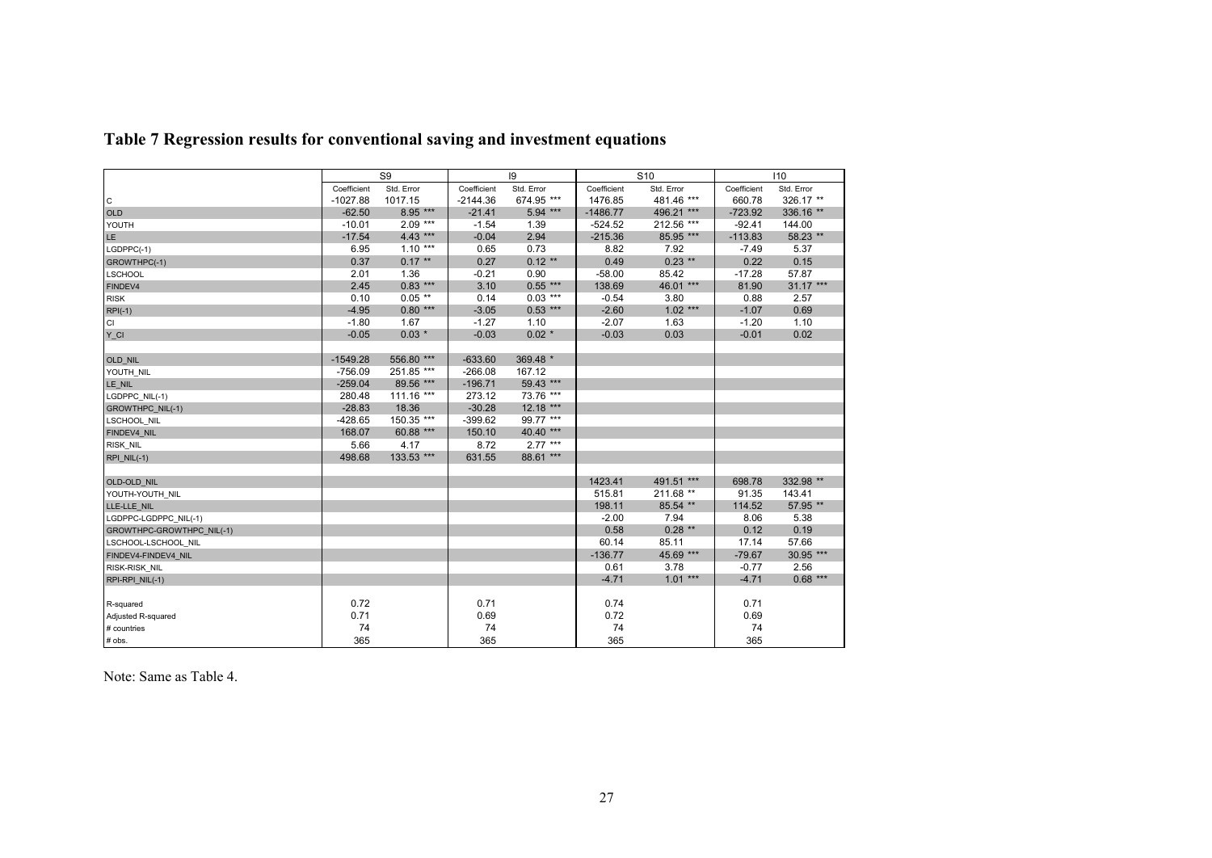# Table 7 Regression results for conventional saving and investment equations

| | S9 | | I9 | | S10 | | I10 | |
|---|---|---|---|---|---|---|---|---|
| | Coefficient | Std. Error | Coefficient | Std. Error | Coefficient | Std. Error | Coefficient | Std. Error |
| C | -1027.88 | 1017.15 | -2144.36 | 674.95 *** | 1476.85 | 481.46 *** | 660.78 | 326.17 ** |
| OLD | -62.50 | 8.95 *** | -21.41 | 5.94 *** | -1486.77 | 496.21 *** | -723.92 | 336.16 ** |
| YOUTH | -10.01 | 2.09 *** | -1.54 | 1.39 | -524.52 | 212.56 *** | -92.41 | 144.00 |
| LE | -17.54 | 4.43 *** | -0.04 | 2.94 | -215.36 | 85.95 *** | -113.83 | 58.23 ** |
| LGDPPC(-1) | 6.95 | 1.10 *** | 0.65 | 0.73 | 8.82 | 7.92 | -7.49 | 5.37 |
| GROWTHPC(-1) | 0.37 | 0.17 ** | 0.27 | 0.12 ** | 0.49 | 0.23 ** | 0.22 | 0.15 |
| LSCHOOL | 2.01 | 1.36 | -0.21 | 0.90 | -58.00 | 85.42 | -17.28 | 57.87 |
| FINDEV4 | 2.45 | 0.83 *** | 3.10 | 0.55 *** | 138.69 | 46.01 *** | 81.90 | 31.17 *** |
| RISK | 0.10 | 0.05 ** | 0.14 | 0.03 *** | -0.54 | 3.80 | 0.88 | 2.57 |
| RPI(-1) | -4.95 | 0.80 *** | -3.05 | 0.53 *** | -2.60 | 1.02 *** | -1.07 | 0.69 |
| CI | -1.80 | 1.67 | -1.27 | 1.10 | -2.07 | 1.63 | -1.20 | 1.10 |
| Y_CI | -0.05 | 0.03 * | -0.03 | 0.02 * | -0.03 | 0.03 | -0.01 | 0.02 |
| | | | | | | | | |
| OLD_NIL | -1549.28 | 556.80 *** | -633.60 | 369.48 * | | | | |
| YOUTH_NIL | -756.09 | 251.85 *** | -266.08 | 167.12 | | | | |
| LE_NIL | -259.04 | 89.56 *** | -196.71 | 59.43 *** | | | | |
| LGDPPC_NIL(-1) | 280.48 | 111.16 *** | 273.12 | 73.76 *** | | | | |
| GROWTHPC_NIL(-1) | -28.83 | 18.36 | -30.28 | 12.18 *** | | | | |
| LSCHOOL_NIL | -428.65 | 150.35 *** | -399.62 | 99.77 *** | | | | |
| FINDEV4_NIL | 168.07 | 60.88 *** | 150.10 | 40.40 *** | | | | |
| RISK_NIL | 5.66 | 4.17 | 8.72 | 2.77 *** | | | | |
| RPI_NIL(-1) | 498.68 | 133.53 *** | 631.55 | 88.61 *** | | | | |
| | | | | | | | | |
| OLD-OLD_NIL | | | | | 1423.41 | 491.51 *** | 698.78 | 332.98 ** |
| YOUTH-YOUTH_NIL | | | | | 515.81 | 211.68 ** | 91.35 | 143.41 |
| LLE-LLE_NIL | | | | | 198.11 | 85.54 ** | 114.52 | 57.95 ** |
| LGDPPC-LGDPPC_NIL(-1) | | | | | -2.00 | 7.94 | 8.06 | 5.38 |
| GROWTHPC-GROWTHPC_NIL(-1) | | | | | 0.58 | 0.28 ** | 0.12 | 0.19 |
| LSCHOOL-LSCHOOL_NIL | | | | | 60.14 | 85.11 | 17.14 | 57.66 |
| FINDEV4-FINDEV4_NIL | | | | | -136.77 | 45.69 *** | -79.67 | 30.95 *** |
| RISK-RISK_NIL | | | | | 0.61 | 3.78 | -0.77 | 2.56 |
| RPI-RPI_NIL(-1) | | | | | -4.71 | 1.01 *** | -4.71 | 0.68 *** |
| | | | | | | | | |
| R-squared | 0.72 | | 0.71 | | 0.74 | | 0.71 | |
| Adjusted R-squared | 0.71 | | 0.69 | | 0.72 | | 0.69 | |
| # countries | 74 | | 74 | | 74 | | 74 | |
| # obs. | 365 | | 365 | | 365 | | 365 | |

Note: Same as Table 4.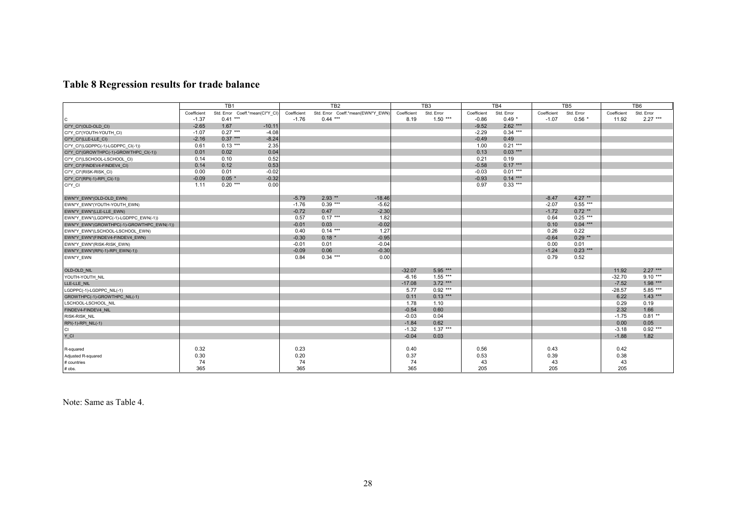## Table 8 Regression results for trade balance

| | TB1 | | | TB2 | | | TB3 | | TB4 | | TB5 | | TB6 | |
|---|---|---|---|---|---|---|---|---|---|---|---|---|---|---|
| | Coefficient | Std. Error | Coeff.*mean(CI*Y_CI) | Coefficient | Std. Error | Coeff.*mean(EWN*Y_EWN) | Coefficient | Std. Error | Coefficient | Std. Error | Coefficient | Std. Error | Coefficient | Std. Error |
| C | -1.37 | 0.41 *** | | -1.76 | 0.44 *** | | 8.19 | 1.50 *** | -0.86 | 0.49 * | -1.07 | 0.56 * | 11.92 | 2.27 *** |
| CI*Y_CI*(OLD-OLD_CI) | -2.65 | 1.67 | -10.11 | | | | | | -9.52 | 2.62 *** | | | | |
| CI*Y_CI*(YOUTH-YOUTH_CI) | -1.07 | 0.27 *** | -4.08 | | | | | | -2.29 | 0.34 *** | | | | |
| CI*Y_CI*(LLE-LLE_CI) | -2.16 | 0.37 *** | -8.24 | | | | | | -0.49 | 0.49 | | | | |
| CI*Y_CI*(LGDPPC(-1)-LGDPPC_CI(-1)) | 0.61 | 0.13 *** | 2.35 | | | | | | 1.00 | 0.21 *** | | | | |
| CI*Y_CI*(GROWTHPC(-1)-GROWTHPC_CI(-1)) | 0.01 | 0.02 | 0.04 | | | | | | 0.13 | 0.03 *** | | | | |
| CI*Y_CI*(LSCHOOL-LSCHOOL_CI) | 0.14 | 0.10 | 0.52 | | | | | | 0.21 | 0.19 | | | | |
| CI*Y_CI*(FINDEV4-FINDEV4_CI) | 0.14 | 0.12 | 0.53 | | | | | | -0.58 | 0.17 *** | | | | |
| CI*Y_CI*(RISK-RISK_CI) | 0.00 | 0.01 | -0.02 | | | | | | -0.03 | 0.01 *** | | | | |
| CI*Y_CI*(RPI(-1)-RPI_CI(-1)) | -0.09 | 0.05 * | -0.32 | | | | | | -0.93 | 0.14 *** | | | | |
| CI*Y_CI | 1.11 | 0.20 *** | 0.00 | | | | | | 0.97 | 0.33 *** | | | | |
| EWN*Y_EWN*(OLD-OLD_EWN) | | | | -5.79 | 2.93 ** | -18.46 | | | | | -8.47 | 4.27 ** | | |
| EWN*Y_EWN*(YOUTH-YOUTH_EWN) | | | | -1.76 | 0.39 *** | -5.62 | | | | | -2.07 | 0.55 *** | | |
| EWN*Y_EWN*(LLE-LLE_EWN) | | | | -0.72 | 0.47 | -2.30 | | | | | -1.72 | 0.72 ** | | |
| EWN*Y_EWN*(LGDPPC(-1)-LGDPPC_EWN(-1)) | | | | 0.57 | 0.17 *** | 1.82 | | | | | 0.64 | 0.25 *** | | |
| EWN*Y_EWN*(GROWTHPC(-1)-GROWTHPC_EWN(-1)) | | | | -0.01 | 0.03 | -0.02 | | | | | 0.10 | 0.04 *** | | |
| EWN*Y_EWN*(LSCHOOL-LSCHOOL_EWN) | | | | 0.40 | 0.14 *** | 1.27 | | | | | 0.26 | 0.22 | | |
| EWN*Y_EWN*(FINDEV4-FINDEV4_EWN) | | | | -0.30 | 0.18 * | -0.95 | | | | | -0.64 | 0.29 ** | | |
| EWN*Y_EWN*(RISK-RISK_EWN) | | | | -0.01 | 0.01 | -0.04 | | | | | 0.00 | 0.01 | | |
| EWN*Y_EWN*(RPI(-1)-RPI_EWN(-1)) | | | | -0.09 | 0.06 | -0.30 | | | | | -1.24 | 0.23 *** | | |
| EWN*Y_EWN | | | | 0.84 | 0.34 *** | 0.00 | | | | | 0.79 | 0.52 | | |
| OLD-OLD_NIL | | | | | | | -32.07 | 5.95 *** | | | | | 11.92 | 2.27 *** |
| YOUTH-YOUTH_NIL | | | | | | | -6.16 | 1.55 *** | | | | | -32.70 | 9.10 *** |
| LLE-LLE_NIL | | | | | | | -17.08 | 3.72 *** | | | | | -7.52 | 1.98 *** |
| LGDPPC(-1)-LGDPPC_NIL(-1) | | | | | | | 5.77 | 0.92 *** | | | | | -28.57 | 5.85 *** |
| GROWTHPC(-1)-GROWTHPC_NIL(-1) | | | | | | | 0.11 | 0.13 *** | | | | | 6.22 | 1.43 *** |
| LSCHOOL-LSCHOOL_NIL | | | | | | | 1.78 | 1.10 | | | | | 0.29 | 0.19 |
| FINDEV4-FINDEV4_NIL | | | | | | | -0.54 | 0.60 | | | | | 2.32 | 1.66 |
| RISK-RISK_NIL | | | | | | | -0.03 | 0.04 | | | | | -1.75 | 0.81 ** |
| RPI(-1)-RPI_NIL(-1) | | | | | | | -1.84 | 0.62 | | | | | 0.00 | 0.05 |
| CI | | | | | | | -1.32 | 1.37 *** | | | | | -3.18 | 0.92 *** |
| Y_CI | | | | | | | -0.04 | 0.03 | | | | | -1.88 | 1.82 |
| R-squared | 0.32 | | | 0.23 | | | 0.40 | | 0.56 | | 0.43 | | 0.42 | |
| Adjusted R-squared | 0.30 | | | 0.20 | | | 0.37 | | 0.53 | | 0.39 | | 0.38 | |
| # countries | 74 | | | 74 | | | 74 | | 43 | | 43 | | 43 | |
| # obs. | 365 | | | 365 | | | 365 | | 205 | | 205 | | 205 | |

Note: Same as Table 4.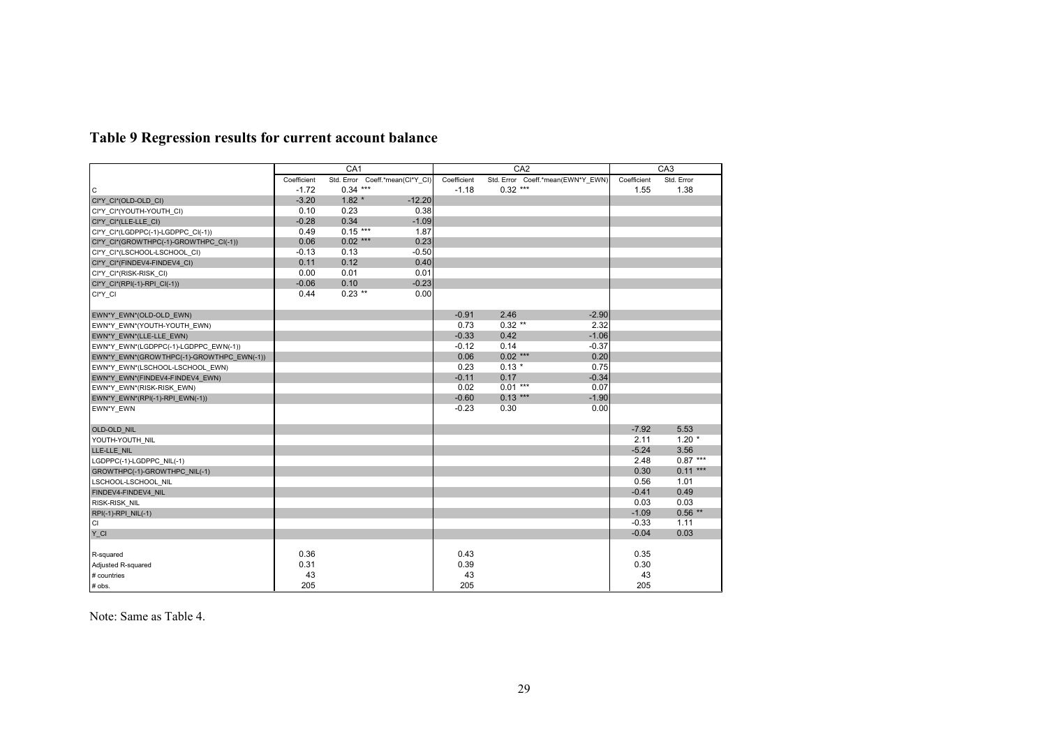# Table 9 Regression results for current account balance

| | CA1 | | | CA2 | | | CA3 | |
|---|---|---|---|---|---|---|---|---|
| | Coefficient | Std. Error | Coeff.*mean(CI*Y_CI) | Coefficient | Std. Error | Coeff.*mean(EWN*Y_EWN) | Coefficient | Std. Error |
| C | -1.72 | 0.34 *** | | -1.18 | 0.32 *** | | 1.55 | 1.38 |
| CI*Y_CI*(OLD-OLD_CI) | -3.20 | 1.82 * | -12.20 | | | | | |
| CI*Y_CI*(YOUTH-YOUTH_CI) | 0.10 | 0.23 | 0.38 | | | | | |
| CI*Y_CI*(LLE-LLE_CI) | -0.28 | 0.34 | -1.09 | | | | | |
| CI*Y_CI*(LGDPPC(-1)-LGDPPC_CI(-1)) | 0.49 | 0.15 *** | 1.87 | | | | | |
| CI*Y_CI*(GROWTHPC(-1)-GROWTHPC_CI(-1)) | 0.06 | 0.02 *** | 0.23 | | | | | |
| CI*Y_CI*(LSCHOOL-LSCHOOL_CI) | -0.13 | 0.13 | -0.50 | | | | | |
| CI*Y_CI*(FINDEV4-FINDEV4_CI) | 0.11 | 0.12 | 0.40 | | | | | |
| CI*Y_CI*(RISK-RISK_CI) | 0.00 | 0.01 | 0.01 | | | | | |
| CI*Y_CI*(RPI(-1)-RPI_CI(-1)) | -0.06 | 0.10 | -0.23 | | | | | |
| CI*Y_CI | 0.44 | 0.23 ** | 0.00 | | | | | |
| EWN*Y_EWN*(OLD-OLD_EWN) | | | | -0.91 | 2.46 | -2.90 | | |
| EWN*Y_EWN*(YOUTH-YOUTH_EWN) | | | | 0.73 | 0.32 ** | 2.32 | | |
| EWN*Y_EWN*(LLE-LLE_EWN) | | | | -0.33 | 0.42 | -1.06 | | |
| EWN*Y_EWN*(LGDPPC(-1)-LGDPPC_EWN(-1)) | | | | -0.12 | 0.14 | -0.37 | | |
| EWN*Y_EWN*(GROWTHPC(-1)-GROWTHPC_EWN(-1)) | | | | 0.06 | 0.02 *** | 0.20 | | |
| EWN*Y_EWN*(LSCHOOL-LSCHOOL_EWN) | | | | 0.23 | 0.13 * | 0.75 | | |
| EWN*Y_EWN*(FINDEV4-FINDEV4_EWN) | | | | -0.11 | 0.17 | -0.34 | | |
| EWN*Y_EWN*(RISK-RISK_EWN) | | | | 0.02 | 0.01 *** | 0.07 | | |
| EWN*Y_EWN*(RPI(-1)-RPI_EWN(-1)) | | | | -0.60 | 0.13 *** | -1.90 | | |
| EWN*Y_EWN | | | | -0.23 | 0.30 | 0.00 | | |
| OLD-OLD_NIL | | | | | | | -7.92 | 5.53 |
| YOUTH-YOUTH_NIL | | | | | | | 2.11 | 1.20 * |
| LLE-LLE_NIL | | | | | | | -5.24 | 3.56 |
| LGDPPC(-1)-LGDPPC_NIL(-1) | | | | | | | 2.48 | 0.87 *** |
| GROWTHPC(-1)-GROWTHPC_NIL(-1) | | | | | | | 0.30 | 0.11 *** |
| LSCHOOL-LSCHOOL_NIL | | | | | | | 0.56 | 1.01 |
| FINDEV4-FINDEV4_NIL | | | | | | | -0.41 | 0.49 |
| RISK-RISK_NIL | | | | | | | 0.03 | 0.03 |
| RPI(-1)-RPI_NIL(-1) | | | | | | | -1.09 | 0.56 ** |
| CI | | | | | | | -0.33 | 1.11 |
| Y_CI | | | | | | | -0.04 | 0.03 |
| R-squared | 0.36 | | | 0.43 | | | 0.35 | |
| Adjusted R-squared | 0.31 | | | 0.39 | | | 0.30 | |
| # countries | 43 | | | 43 | | | 43 | |
| # obs. | 205 | | | 205 | | | 205 | |

Note: Same as Table 4.